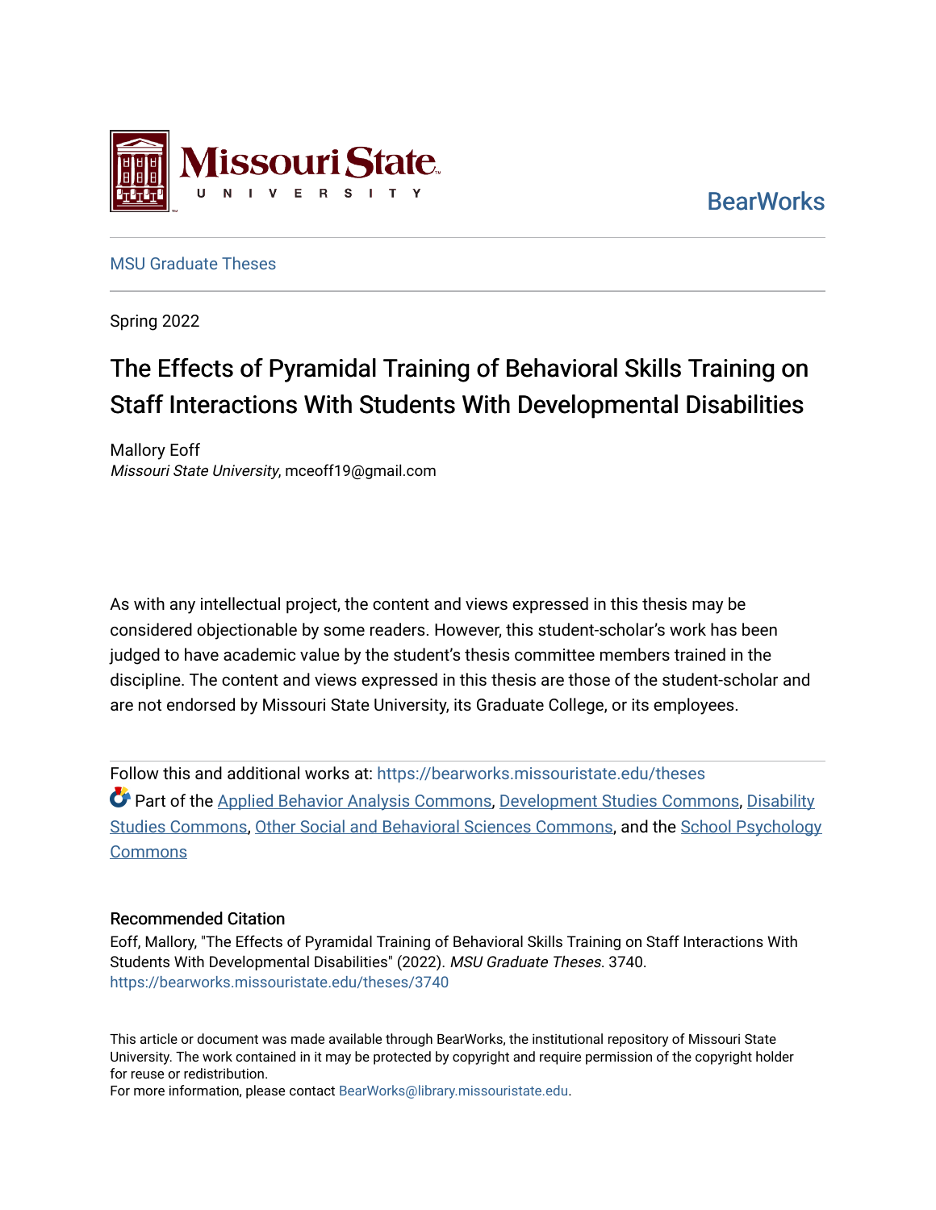BearWorks

MSU Graduate Theses

Spring 2022

# The Effects of Pyramidal Training of Behavioral Skills Training on Staff Interactions With Students With Developmental Disabilities

Mallory Eoff
*Missouri State University*, mceoff19@gmail.com

As with any intellectual project, the content and views expressed in this thesis may be considered objectionable by some readers. However, this student-scholar's work has been judged to have academic value by the student's thesis committee members trained in the discipline. The content and views expressed in this thesis are those of the student-scholar and are not endorsed by Missouri State University, its Graduate College, or its employees.

Follow this and additional works at: https://bearworks.missouristate.edu/theses

Part of the Applied Behavior Analysis Commons, Development Studies Commons, Disability Studies Commons, Other Social and Behavioral Sciences Commons, and the School Psychology Commons

### Recommended Citation

Eoff, Mallory, "The Effects of Pyramidal Training of Behavioral Skills Training on Staff Interactions With Students With Developmental Disabilities" (2022). *MSU Graduate Theses*. 3740.
https://bearworks.missouristate.edu/theses/3740

This article or document was made available through BearWorks, the institutional repository of Missouri State University. The work contained in it may be protected by copyright and require permission of the copyright holder for reuse or redistribution.
For more information, please contact BearWorks@library.missouristate.edu.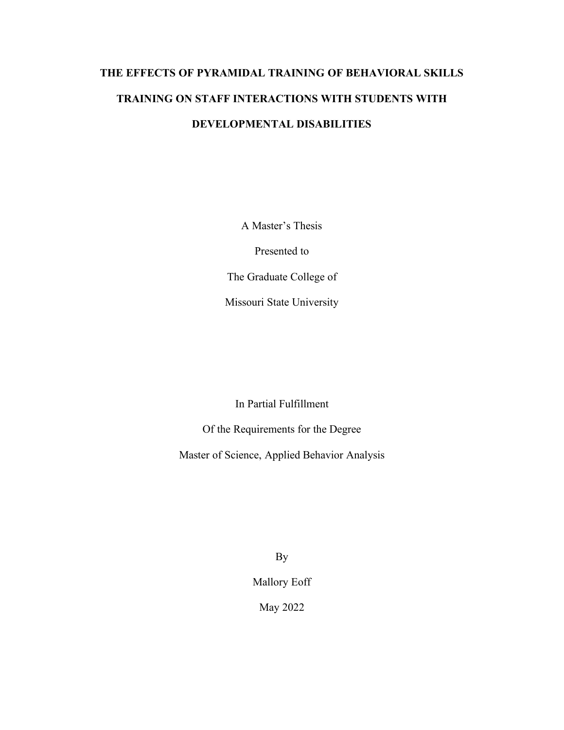# THE EFFECTS OF PYRAMIDAL TRAINING OF BEHAVIORAL SKILLS TRAINING ON STAFF INTERACTIONS WITH STUDENTS WITH DEVELOPMENTAL DISABILITIES

A Master's Thesis

Presented to

The Graduate College of

Missouri State University

In Partial Fulfillment

Of the Requirements for the Degree

Master of Science, Applied Behavior Analysis

By

Mallory Eoff

May 2022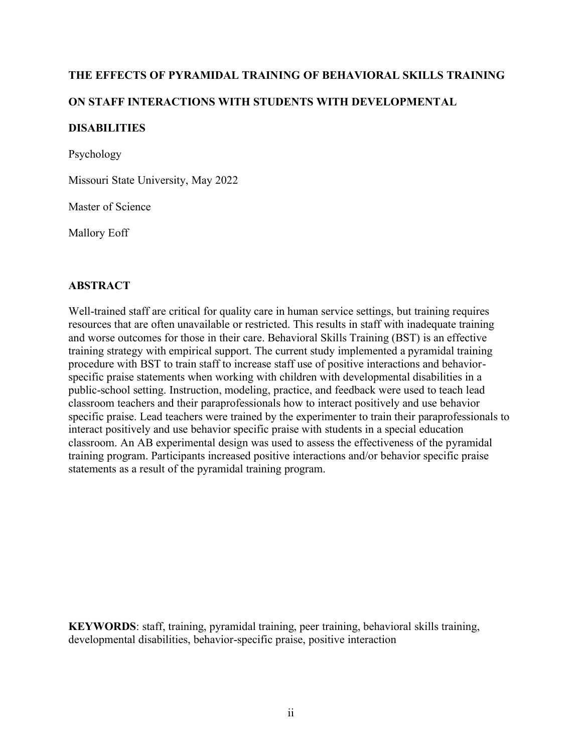**THE EFFECTS OF PYRAMIDAL TRAINING OF BEHAVIORAL SKILLS TRAINING ON STAFF INTERACTIONS WITH STUDENTS WITH DEVELOPMENTAL DISABILITIES**

Psychology

Missouri State University, May 2022

Master of Science

Mallory Eoff

## ABSTRACT

Well-trained staff are critical for quality care in human service settings, but training requires resources that are often unavailable or restricted. This results in staff with inadequate training and worse outcomes for those in their care. Behavioral Skills Training (BST) is an effective training strategy with empirical support. The current study implemented a pyramidal training procedure with BST to train staff to increase staff use of positive interactions and behavior-specific praise statements when working with children with developmental disabilities in a public-school setting. Instruction, modeling, practice, and feedback were used to teach lead classroom teachers and their paraprofessionals how to interact positively and use behavior specific praise. Lead teachers were trained by the experimenter to train their paraprofessionals to interact positively and use behavior specific praise with students in a special education classroom. An AB experimental design was used to assess the effectiveness of the pyramidal training program. Participants increased positive interactions and/or behavior specific praise statements as a result of the pyramidal training program.

**KEYWORDS**: staff, training, pyramidal training, peer training, behavioral skills training, developmental disabilities, behavior-specific praise, positive interaction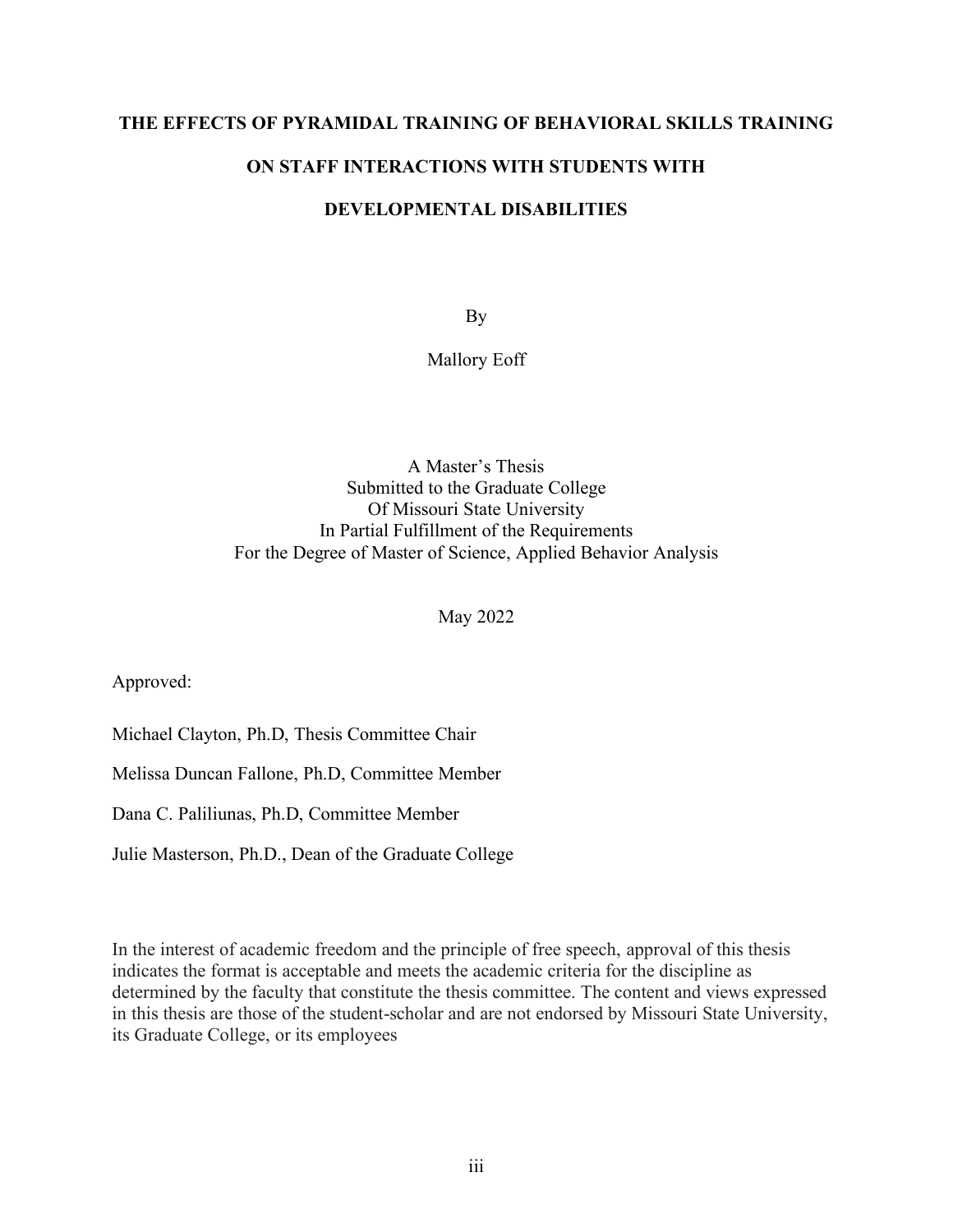# THE EFFECTS OF PYRAMIDAL TRAINING OF BEHAVIORAL SKILLS TRAINING ON STAFF INTERACTIONS WITH STUDENTS WITH DEVELOPMENTAL DISABILITIES

By

Mallory Eoff

A Master's Thesis
Submitted to the Graduate College
Of Missouri State University
In Partial Fulfillment of the Requirements
For the Degree of Master of Science, Applied Behavior Analysis

May 2022

Approved:

Michael Clayton, Ph.D, Thesis Committee Chair

Melissa Duncan Fallone, Ph.D, Committee Member

Dana C. Paliliunas, Ph.D, Committee Member

Julie Masterson, Ph.D., Dean of the Graduate College

In the interest of academic freedom and the principle of free speech, approval of this thesis indicates the format is acceptable and meets the academic criteria for the discipline as determined by the faculty that constitute the thesis committee. The content and views expressed in this thesis are those of the student-scholar and are not endorsed by Missouri State University, its Graduate College, or its employees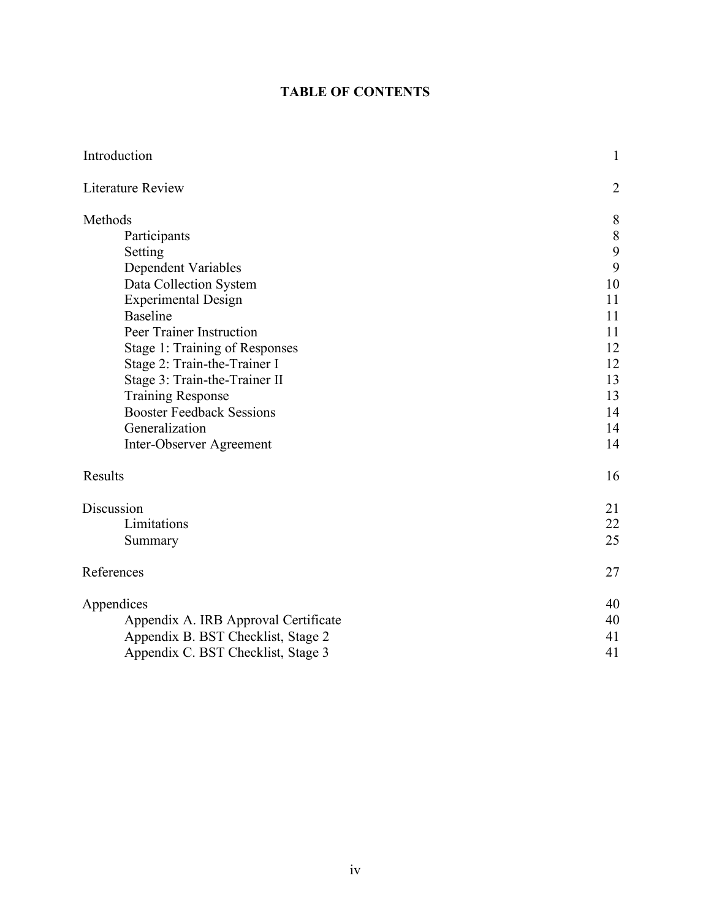# TABLE OF CONTENTS

| | |
|---|---|
| Introduction | 1 |
| Literature Review | 2 |
| Methods | 8 |
| Participants | 8 |
| Setting | 9 |
| Dependent Variables | 9 |
| Data Collection System | 10 |
| Experimental Design | 11 |
| Baseline | 11 |
| Peer Trainer Instruction | 11 |
| Stage 1: Training of Responses | 12 |
| Stage 2: Train-the-Trainer I | 12 |
| Stage 3: Train-the-Trainer II | 13 |
| Training Response | 13 |
| Booster Feedback Sessions | 14 |
| Generalization | 14 |
| Inter-Observer Agreement | 14 |
| Results | 16 |
| Discussion | 21 |
| Limitations | 22 |
| Summary | 25 |
| References | 27 |
| Appendices | 40 |
| Appendix A. IRB Approval Certificate | 40 |
| Appendix B. BST Checklist, Stage 2 | 41 |
| Appendix C. BST Checklist, Stage 3 | 41 |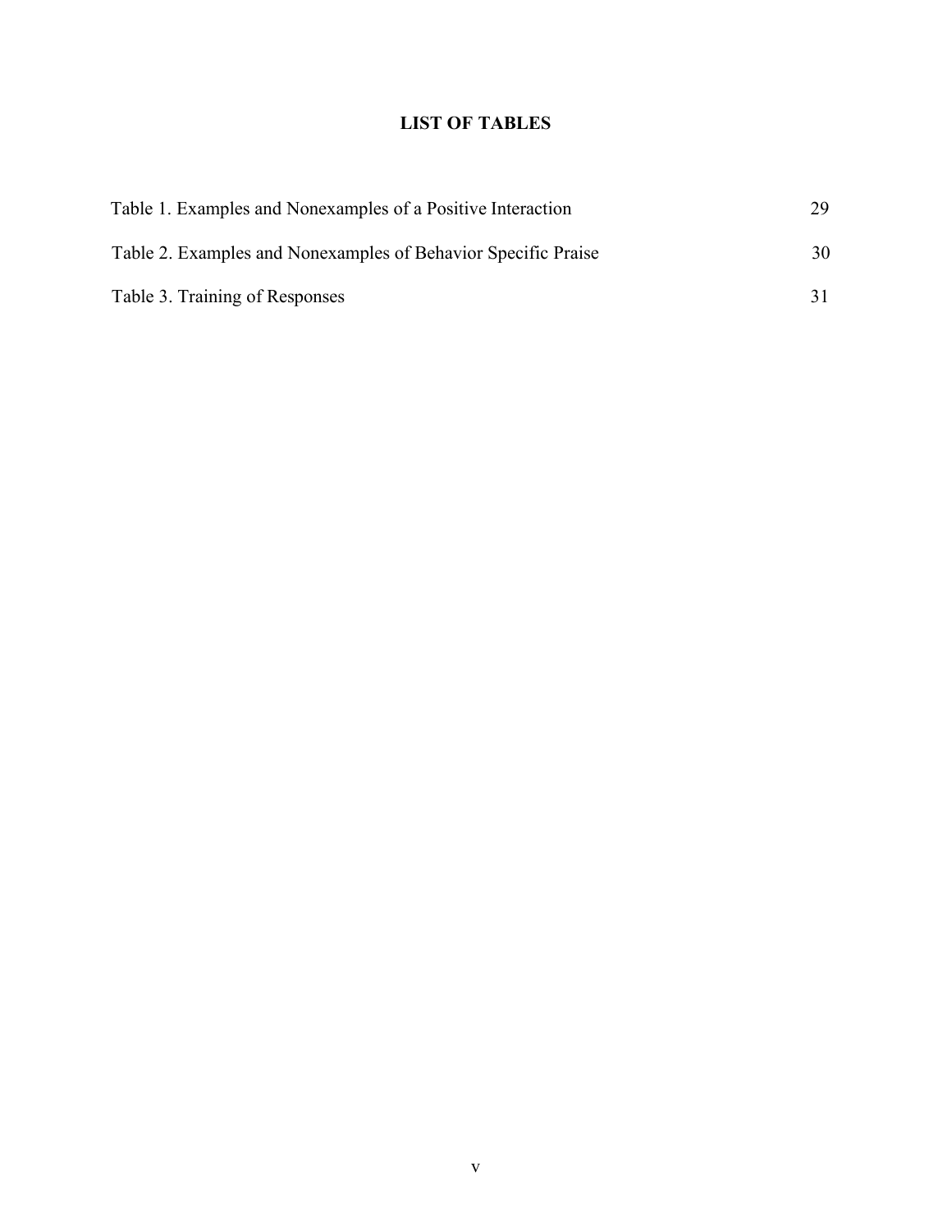# LIST OF TABLES

| | |
|---|---|
| Table 1. Examples and Nonexamples of a Positive Interaction | 29 |
| Table 2. Examples and Nonexamples of Behavior Specific Praise | 30 |
| Table 3. Training of Responses | 31 |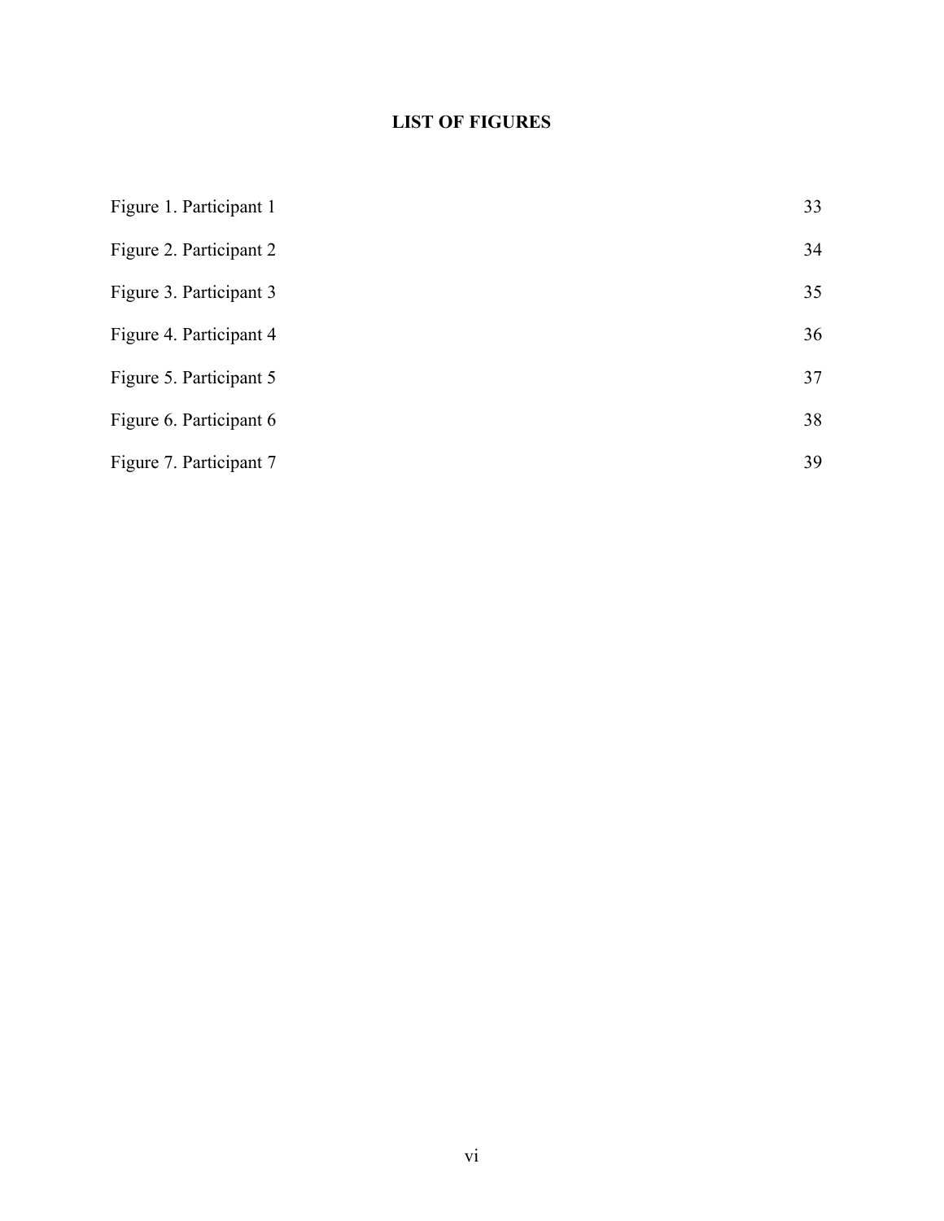## LIST OF FIGURES

| | |
|---|---|
| Figure 1. Participant 1 | 33 |
| Figure 2. Participant 2 | 34 |
| Figure 3. Participant 3 | 35 |
| Figure 4. Participant 4 | 36 |
| Figure 5. Participant 5 | 37 |
| Figure 6. Participant 6 | 38 |
| Figure 7. Participant 7 | 39 |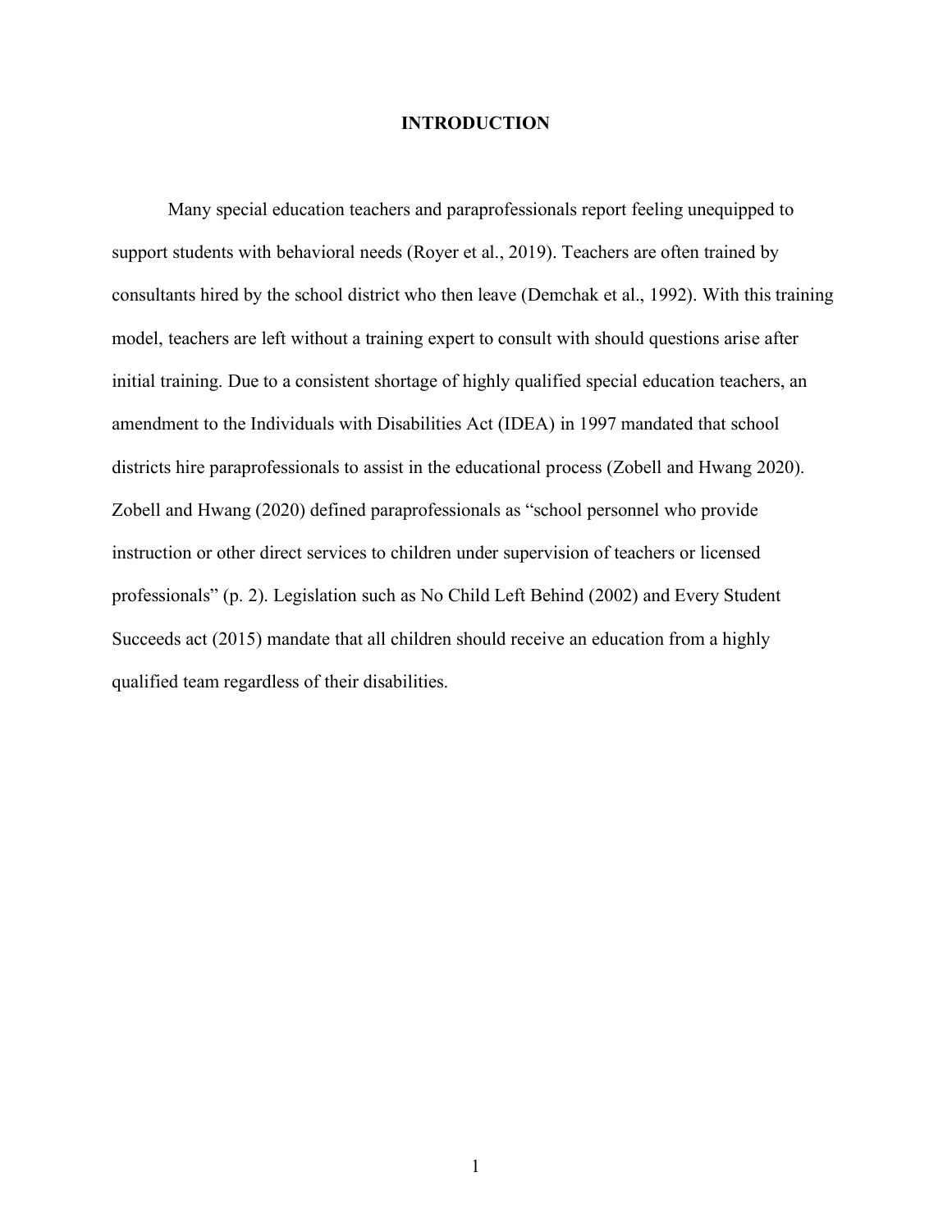# INTRODUCTION

Many special education teachers and paraprofessionals report feeling unequipped to support students with behavioral needs (Royer et al., 2019). Teachers are often trained by consultants hired by the school district who then leave (Demchak et al., 1992). With this training model, teachers are left without a training expert to consult with should questions arise after initial training. Due to a consistent shortage of highly qualified special education teachers, an amendment to the Individuals with Disabilities Act (IDEA) in 1997 mandated that school districts hire paraprofessionals to assist in the educational process (Zobell and Hwang 2020). Zobell and Hwang (2020) defined paraprofessionals as "school personnel who provide instruction or other direct services to children under supervision of teachers or licensed professionals" (p. 2). Legislation such as No Child Left Behind (2002) and Every Student Succeeds act (2015) mandate that all children should receive an education from a highly qualified team regardless of their disabilities.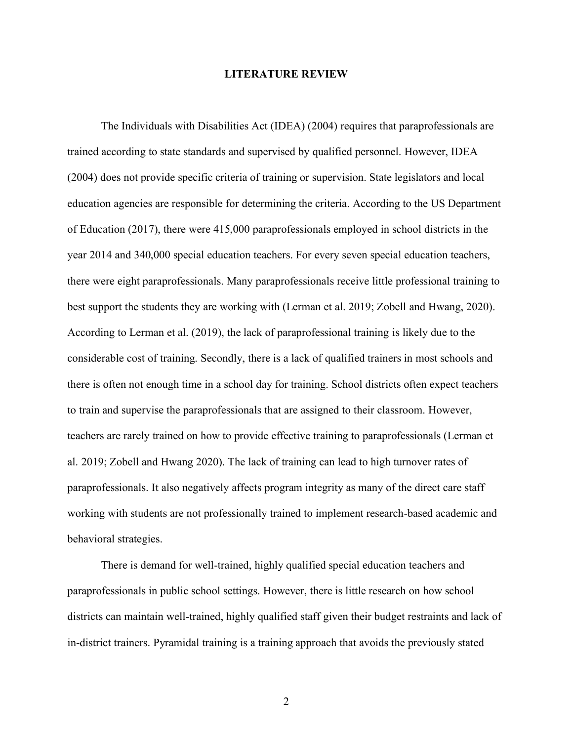# LITERATURE REVIEW

The Individuals with Disabilities Act (IDEA) (2004) requires that paraprofessionals are trained according to state standards and supervised by qualified personnel. However, IDEA (2004) does not provide specific criteria of training or supervision. State legislators and local education agencies are responsible for determining the criteria. According to the US Department of Education (2017), there were 415,000 paraprofessionals employed in school districts in the year 2014 and 340,000 special education teachers. For every seven special education teachers, there were eight paraprofessionals. Many paraprofessionals receive little professional training to best support the students they are working with (Lerman et al. 2019; Zobell and Hwang, 2020). According to Lerman et al. (2019), the lack of paraprofessional training is likely due to the considerable cost of training. Secondly, there is a lack of qualified trainers in most schools and there is often not enough time in a school day for training. School districts often expect teachers to train and supervise the paraprofessionals that are assigned to their classroom. However, teachers are rarely trained on how to provide effective training to paraprofessionals (Lerman et al. 2019; Zobell and Hwang 2020). The lack of training can lead to high turnover rates of paraprofessionals. It also negatively affects program integrity as many of the direct care staff working with students are not professionally trained to implement research-based academic and behavioral strategies.

There is demand for well-trained, highly qualified special education teachers and paraprofessionals in public school settings. However, there is little research on how school districts can maintain well-trained, highly qualified staff given their budget restraints and lack of in-district trainers. Pyramidal training is a training approach that avoids the previously stated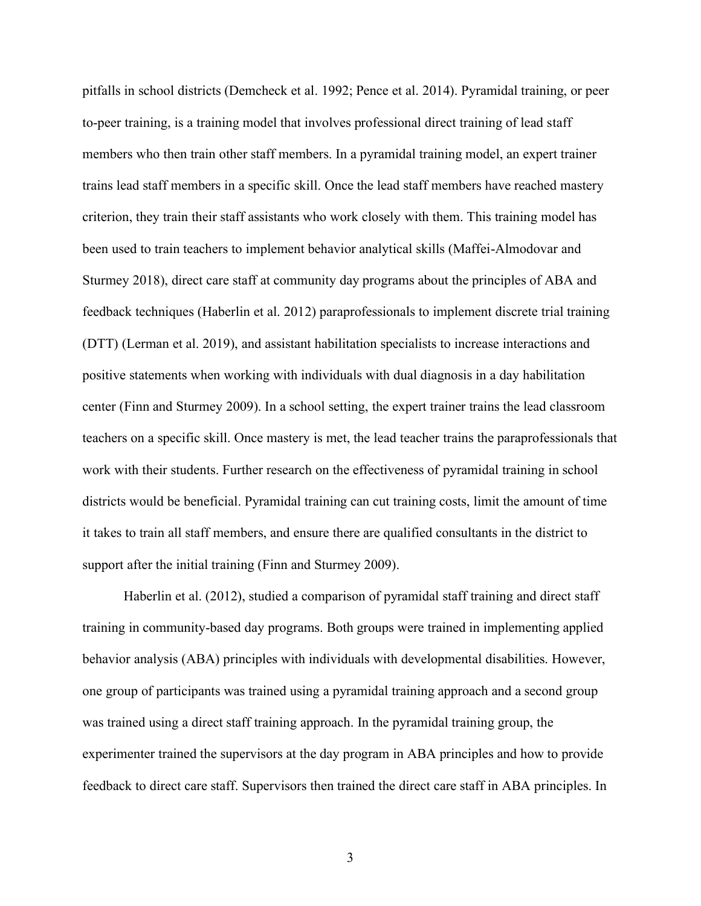pitfalls in school districts (Demcheck et al. 1992; Pence et al. 2014). Pyramidal training, or peer to-peer training, is a training model that involves professional direct training of lead staff members who then train other staff members. In a pyramidal training model, an expert trainer trains lead staff members in a specific skill. Once the lead staff members have reached mastery criterion, they train their staff assistants who work closely with them. This training model has been used to train teachers to implement behavior analytical skills (Maffei-Almodovar and Sturmey 2018), direct care staff at community day programs about the principles of ABA and feedback techniques (Haberlin et al. 2012) paraprofessionals to implement discrete trial training (DTT) (Lerman et al. 2019), and assistant habilitation specialists to increase interactions and positive statements when working with individuals with dual diagnosis in a day habilitation center (Finn and Sturmey 2009). In a school setting, the expert trainer trains the lead classroom teachers on a specific skill. Once mastery is met, the lead teacher trains the paraprofessionals that work with their students. Further research on the effectiveness of pyramidal training in school districts would be beneficial. Pyramidal training can cut training costs, limit the amount of time it takes to train all staff members, and ensure there are qualified consultants in the district to support after the initial training (Finn and Sturmey 2009).

Haberlin et al. (2012), studied a comparison of pyramidal staff training and direct staff training in community-based day programs. Both groups were trained in implementing applied behavior analysis (ABA) principles with individuals with developmental disabilities. However, one group of participants was trained using a pyramidal training approach and a second group was trained using a direct staff training approach. In the pyramidal training group, the experimenter trained the supervisors at the day program in ABA principles and how to provide feedback to direct care staff. Supervisors then trained the direct care staff in ABA principles. In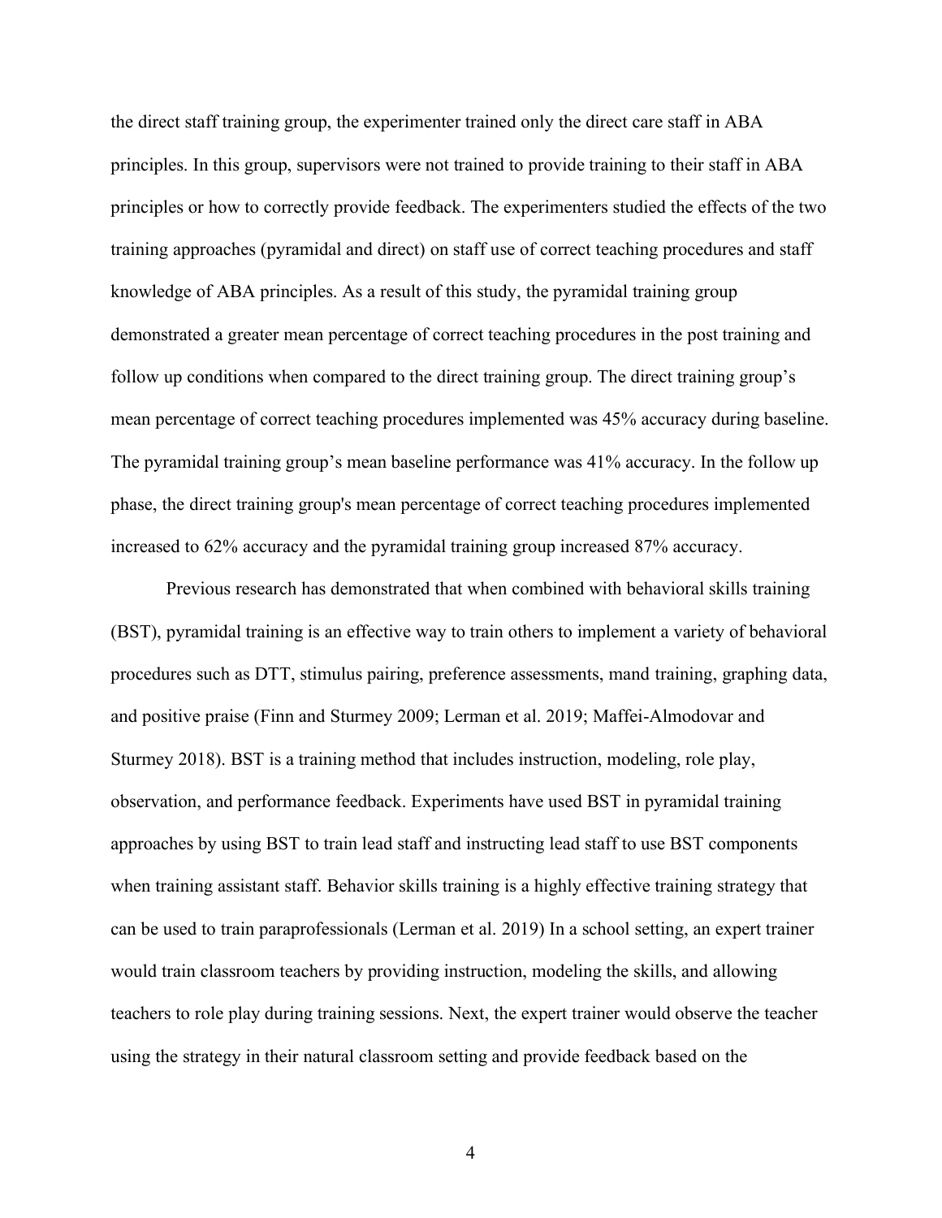the direct staff training group, the experimenter trained only the direct care staff in ABA principles. In this group, supervisors were not trained to provide training to their staff in ABA principles or how to correctly provide feedback. The experimenters studied the effects of the two training approaches (pyramidal and direct) on staff use of correct teaching procedures and staff knowledge of ABA principles. As a result of this study, the pyramidal training group demonstrated a greater mean percentage of correct teaching procedures in the post training and follow up conditions when compared to the direct training group. The direct training group's mean percentage of correct teaching procedures implemented was 45% accuracy during baseline. The pyramidal training group's mean baseline performance was 41% accuracy. In the follow up phase, the direct training group's mean percentage of correct teaching procedures implemented increased to 62% accuracy and the pyramidal training group increased 87% accuracy.

Previous research has demonstrated that when combined with behavioral skills training (BST), pyramidal training is an effective way to train others to implement a variety of behavioral procedures such as DTT, stimulus pairing, preference assessments, mand training, graphing data, and positive praise (Finn and Sturmey 2009; Lerman et al. 2019; Maffei-Almodovar and Sturmey 2018). BST is a training method that includes instruction, modeling, role play, observation, and performance feedback. Experiments have used BST in pyramidal training approaches by using BST to train lead staff and instructing lead staff to use BST components when training assistant staff. Behavior skills training is a highly effective training strategy that can be used to train paraprofessionals (Lerman et al. 2019) In a school setting, an expert trainer would train classroom teachers by providing instruction, modeling the skills, and allowing teachers to role play during training sessions. Next, the expert trainer would observe the teacher using the strategy in their natural classroom setting and provide feedback based on the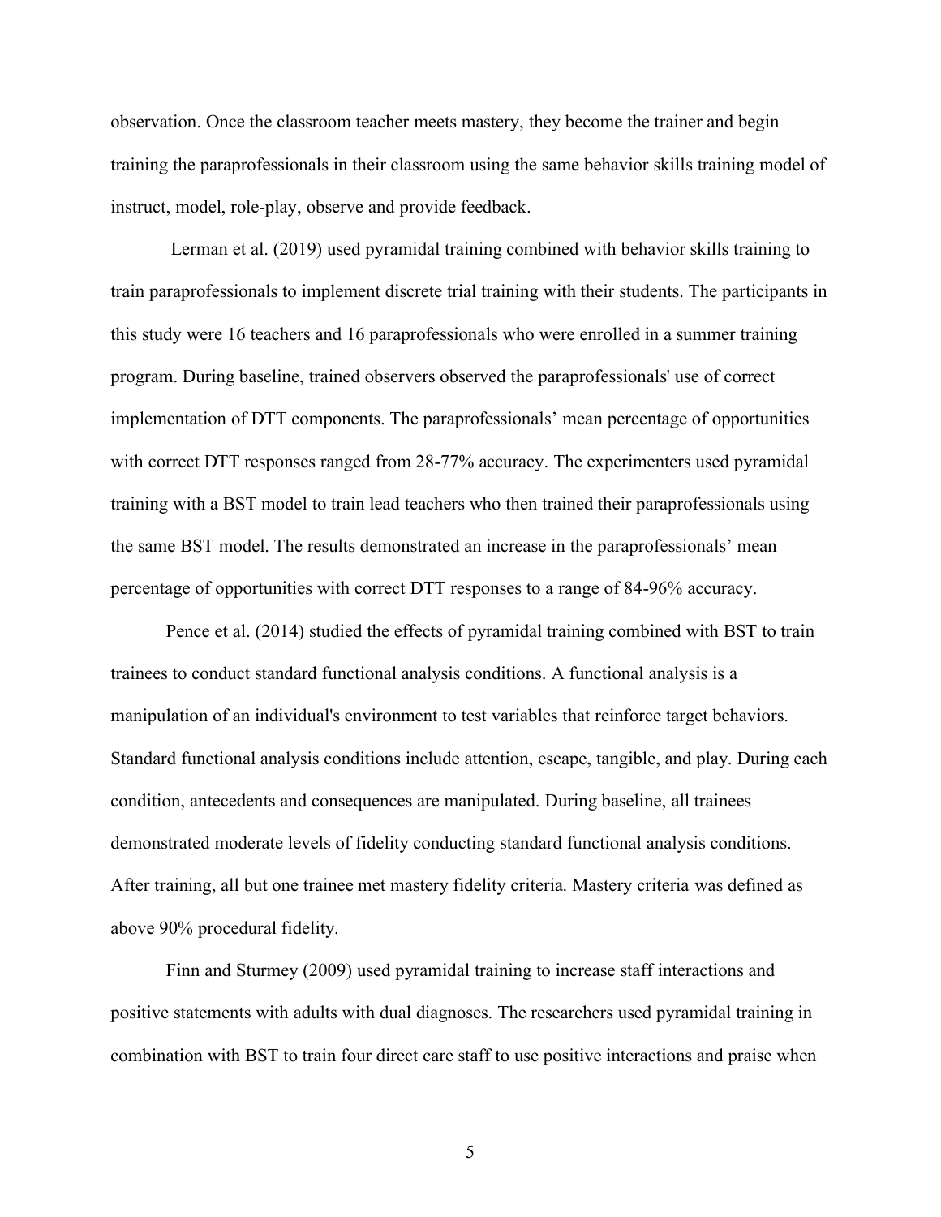observation. Once the classroom teacher meets mastery, they become the trainer and begin training the paraprofessionals in their classroom using the same behavior skills training model of instruct, model, role-play, observe and provide feedback.

Lerman et al. (2019) used pyramidal training combined with behavior skills training to train paraprofessionals to implement discrete trial training with their students. The participants in this study were 16 teachers and 16 paraprofessionals who were enrolled in a summer training program. During baseline, trained observers observed the paraprofessionals' use of correct implementation of DTT components. The paraprofessionals' mean percentage of opportunities with correct DTT responses ranged from 28-77% accuracy. The experimenters used pyramidal training with a BST model to train lead teachers who then trained their paraprofessionals using the same BST model. The results demonstrated an increase in the paraprofessionals' mean percentage of opportunities with correct DTT responses to a range of 84-96% accuracy.

Pence et al. (2014) studied the effects of pyramidal training combined with BST to train trainees to conduct standard functional analysis conditions. A functional analysis is a manipulation of an individual's environment to test variables that reinforce target behaviors. Standard functional analysis conditions include attention, escape, tangible, and play. During each condition, antecedents and consequences are manipulated. During baseline, all trainees demonstrated moderate levels of fidelity conducting standard functional analysis conditions. After training, all but one trainee met mastery fidelity criteria. Mastery criteria was defined as above 90% procedural fidelity.

Finn and Sturmey (2009) used pyramidal training to increase staff interactions and positive statements with adults with dual diagnoses. The researchers used pyramidal training in combination with BST to train four direct care staff to use positive interactions and praise when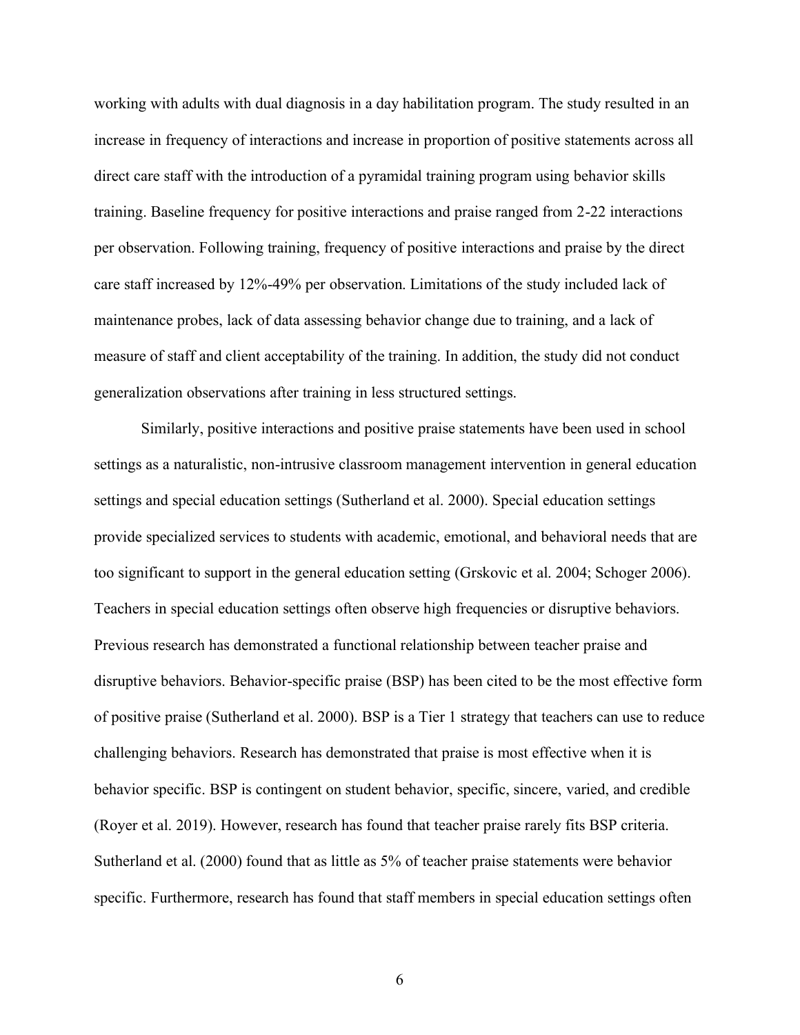working with adults with dual diagnosis in a day habilitation program. The study resulted in an increase in frequency of interactions and increase in proportion of positive statements across all direct care staff with the introduction of a pyramidal training program using behavior skills training. Baseline frequency for positive interactions and praise ranged from 2-22 interactions per observation. Following training, frequency of positive interactions and praise by the direct care staff increased by 12%-49% per observation. Limitations of the study included lack of maintenance probes, lack of data assessing behavior change due to training, and a lack of measure of staff and client acceptability of the training. In addition, the study did not conduct generalization observations after training in less structured settings.

Similarly, positive interactions and positive praise statements have been used in school settings as a naturalistic, non-intrusive classroom management intervention in general education settings and special education settings (Sutherland et al. 2000). Special education settings provide specialized services to students with academic, emotional, and behavioral needs that are too significant to support in the general education setting (Grskovic et al. 2004; Schoger 2006). Teachers in special education settings often observe high frequencies or disruptive behaviors. Previous research has demonstrated a functional relationship between teacher praise and disruptive behaviors. Behavior-specific praise (BSP) has been cited to be the most effective form of positive praise (Sutherland et al. 2000). BSP is a Tier 1 strategy that teachers can use to reduce challenging behaviors. Research has demonstrated that praise is most effective when it is behavior specific. BSP is contingent on student behavior, specific, sincere, varied, and credible (Royer et al. 2019). However, research has found that teacher praise rarely fits BSP criteria. Sutherland et al. (2000) found that as little as 5% of teacher praise statements were behavior specific. Furthermore, research has found that staff members in special education settings often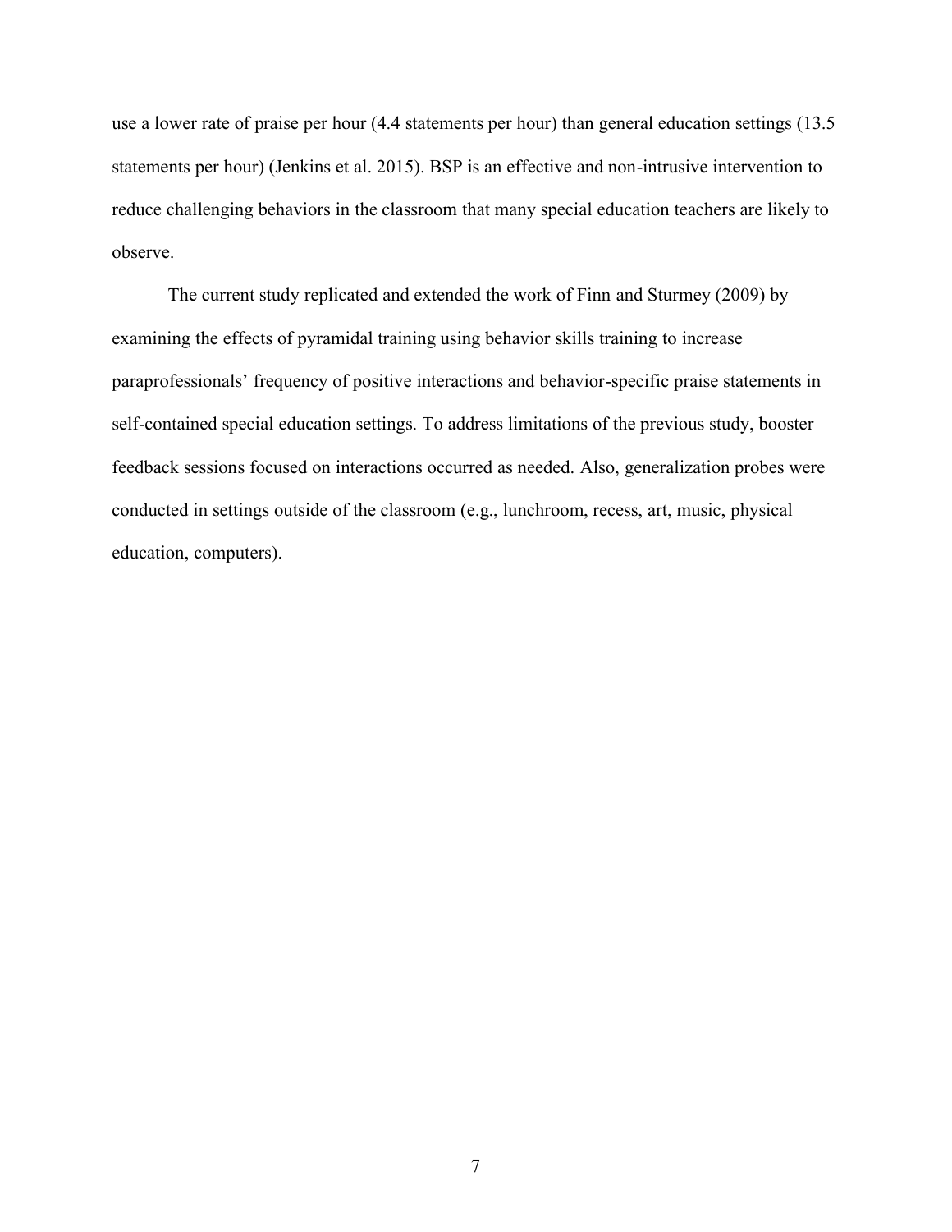use a lower rate of praise per hour (4.4 statements per hour) than general education settings (13.5 statements per hour) (Jenkins et al. 2015). BSP is an effective and non-intrusive intervention to reduce challenging behaviors in the classroom that many special education teachers are likely to observe.

The current study replicated and extended the work of Finn and Sturmey (2009) by examining the effects of pyramidal training using behavior skills training to increase paraprofessionals' frequency of positive interactions and behavior-specific praise statements in self-contained special education settings. To address limitations of the previous study, booster feedback sessions focused on interactions occurred as needed. Also, generalization probes were conducted in settings outside of the classroom (e.g., lunchroom, recess, art, music, physical education, computers).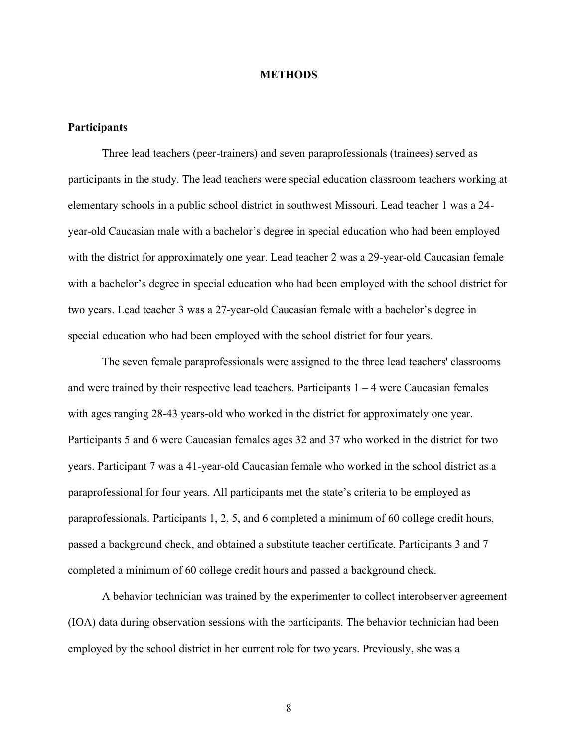# METHODS

## Participants

Three lead teachers (peer-trainers) and seven paraprofessionals (trainees) served as participants in the study. The lead teachers were special education classroom teachers working at elementary schools in a public school district in southwest Missouri. Lead teacher 1 was a 24-year-old Caucasian male with a bachelor's degree in special education who had been employed with the district for approximately one year. Lead teacher 2 was a 29-year-old Caucasian female with a bachelor's degree in special education who had been employed with the school district for two years. Lead teacher 3 was a 27-year-old Caucasian female with a bachelor's degree in special education who had been employed with the school district for four years.

The seven female paraprofessionals were assigned to the three lead teachers' classrooms and were trained by their respective lead teachers. Participants 1 – 4 were Caucasian females with ages ranging 28-43 years-old who worked in the district for approximately one year. Participants 5 and 6 were Caucasian females ages 32 and 37 who worked in the district for two years. Participant 7 was a 41-year-old Caucasian female who worked in the school district as a paraprofessional for four years. All participants met the state's criteria to be employed as paraprofessionals. Participants 1, 2, 5, and 6 completed a minimum of 60 college credit hours, passed a background check, and obtained a substitute teacher certificate. Participants 3 and 7 completed a minimum of 60 college credit hours and passed a background check.

A behavior technician was trained by the experimenter to collect interobserver agreement (IOA) data during observation sessions with the participants. The behavior technician had been employed by the school district in her current role for two years. Previously, she was a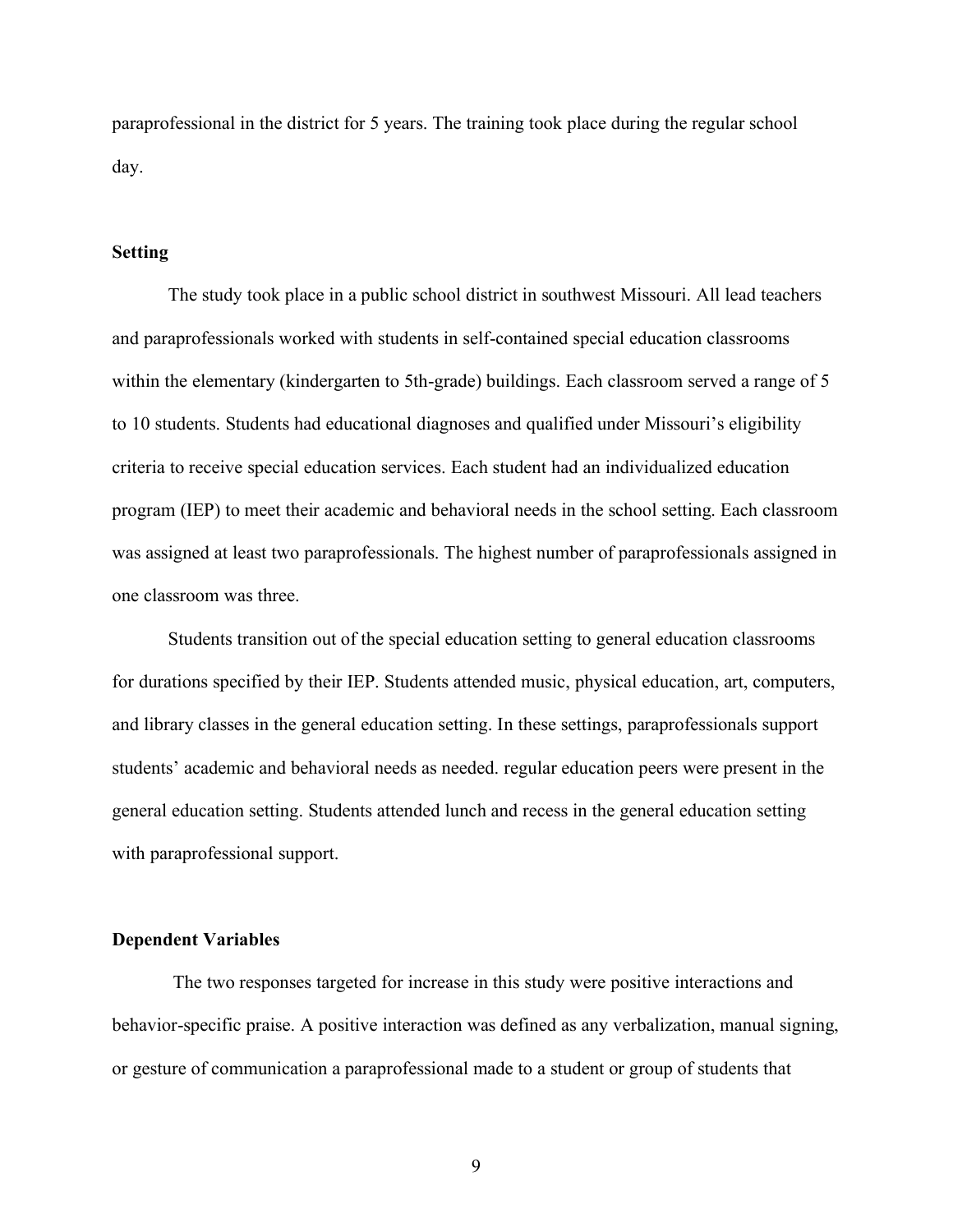paraprofessional in the district for 5 years. The training took place during the regular school day.

### Setting

The study took place in a public school district in southwest Missouri. All lead teachers and paraprofessionals worked with students in self-contained special education classrooms within the elementary (kindergarten to 5th-grade) buildings. Each classroom served a range of 5 to 10 students. Students had educational diagnoses and qualified under Missouri's eligibility criteria to receive special education services. Each student had an individualized education program (IEP) to meet their academic and behavioral needs in the school setting. Each classroom was assigned at least two paraprofessionals. The highest number of paraprofessionals assigned in one classroom was three.

Students transition out of the special education setting to general education classrooms for durations specified by their IEP. Students attended music, physical education, art, computers, and library classes in the general education setting. In these settings, paraprofessionals support students' academic and behavioral needs as needed. regular education peers were present in the general education setting. Students attended lunch and recess in the general education setting with paraprofessional support.

### Dependent Variables

The two responses targeted for increase in this study were positive interactions and behavior-specific praise. A positive interaction was defined as any verbalization, manual signing, or gesture of communication a paraprofessional made to a student or group of students that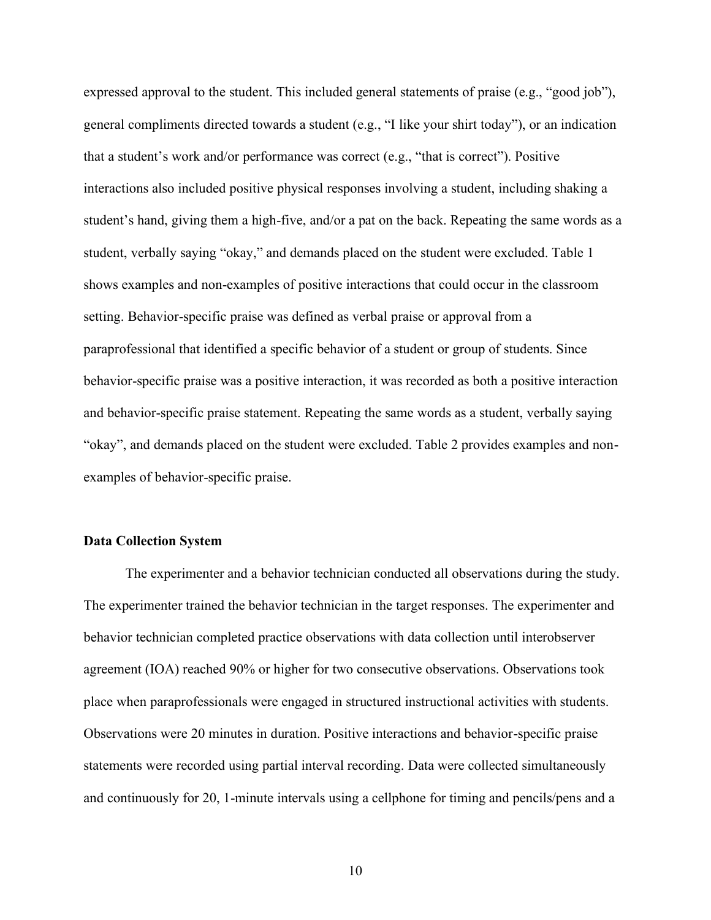expressed approval to the student. This included general statements of praise (e.g., "good job"), general compliments directed towards a student (e.g., "I like your shirt today"), or an indication that a student's work and/or performance was correct (e.g., "that is correct"). Positive interactions also included positive physical responses involving a student, including shaking a student's hand, giving them a high-five, and/or a pat on the back. Repeating the same words as a student, verbally saying "okay," and demands placed on the student were excluded. Table 1 shows examples and non-examples of positive interactions that could occur in the classroom setting. Behavior-specific praise was defined as verbal praise or approval from a paraprofessional that identified a specific behavior of a student or group of students. Since behavior-specific praise was a positive interaction, it was recorded as both a positive interaction and behavior-specific praise statement. Repeating the same words as a student, verbally saying "okay", and demands placed on the student were excluded. Table 2 provides examples and non-examples of behavior-specific praise.

### Data Collection System

The experimenter and a behavior technician conducted all observations during the study. The experimenter trained the behavior technician in the target responses. The experimenter and behavior technician completed practice observations with data collection until interobserver agreement (IOA) reached 90% or higher for two consecutive observations. Observations took place when paraprofessionals were engaged in structured instructional activities with students. Observations were 20 minutes in duration. Positive interactions and behavior-specific praise statements were recorded using partial interval recording. Data were collected simultaneously and continuously for 20, 1-minute intervals using a cellphone for timing and pencils/pens and a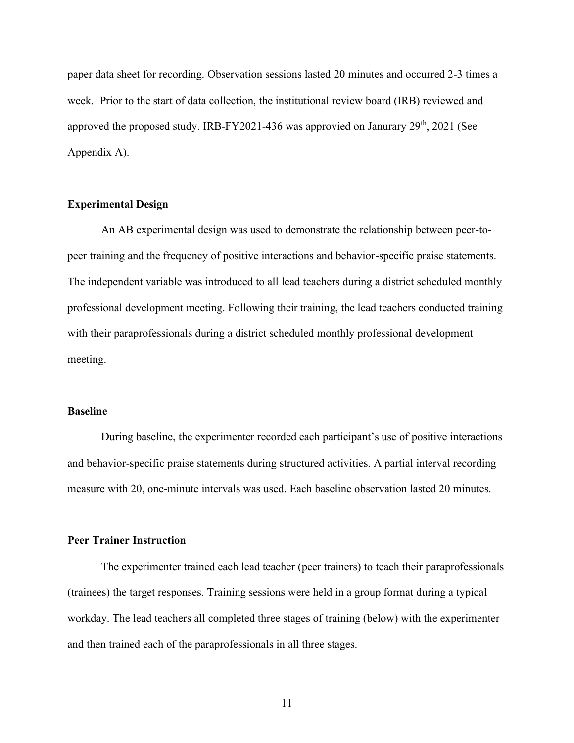paper data sheet for recording. Observation sessions lasted 20 minutes and occurred 2-3 times a week. Prior to the start of data collection, the institutional review board (IRB) reviewed and approved the proposed study. IRB-FY2021-436 was approvied on Janurary 29th, 2021 (See Appendix A).

### Experimental Design

An AB experimental design was used to demonstrate the relationship between peer-to-peer training and the frequency of positive interactions and behavior-specific praise statements. The independent variable was introduced to all lead teachers during a district scheduled monthly professional development meeting. Following their training, the lead teachers conducted training with their paraprofessionals during a district scheduled monthly professional development meeting.

### Baseline

During baseline, the experimenter recorded each participant's use of positive interactions and behavior-specific praise statements during structured activities. A partial interval recording measure with 20, one-minute intervals was used. Each baseline observation lasted 20 minutes.

### Peer Trainer Instruction

The experimenter trained each lead teacher (peer trainers) to teach their paraprofessionals (trainees) the target responses. Training sessions were held in a group format during a typical workday. The lead teachers all completed three stages of training (below) with the experimenter and then trained each of the paraprofessionals in all three stages.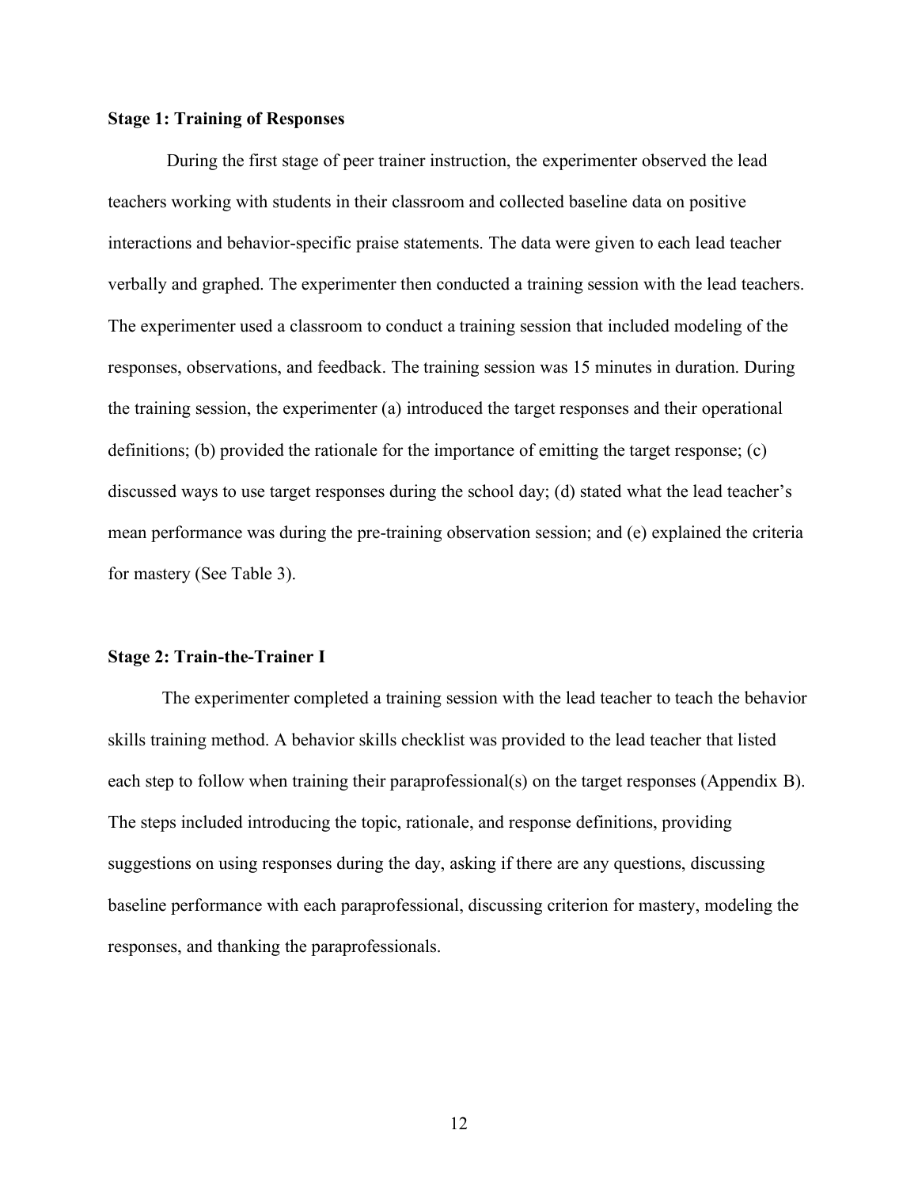**Stage 1: Training of Responses**

During the first stage of peer trainer instruction, the experimenter observed the lead teachers working with students in their classroom and collected baseline data on positive interactions and behavior-specific praise statements. The data were given to each lead teacher verbally and graphed. The experimenter then conducted a training session with the lead teachers. The experimenter used a classroom to conduct a training session that included modeling of the responses, observations, and feedback. The training session was 15 minutes in duration. During the training session, the experimenter (a) introduced the target responses and their operational definitions; (b) provided the rationale for the importance of emitting the target response; (c) discussed ways to use target responses during the school day; (d) stated what the lead teacher's mean performance was during the pre-training observation session; and (e) explained the criteria for mastery (See Table 3).

**Stage 2: Train-the-Trainer I**

The experimenter completed a training session with the lead teacher to teach the behavior skills training method. A behavior skills checklist was provided to the lead teacher that listed each step to follow when training their paraprofessional(s) on the target responses (Appendix B). The steps included introducing the topic, rationale, and response definitions, providing suggestions on using responses during the day, asking if there are any questions, discussing baseline performance with each paraprofessional, discussing criterion for mastery, modeling the responses, and thanking the paraprofessionals.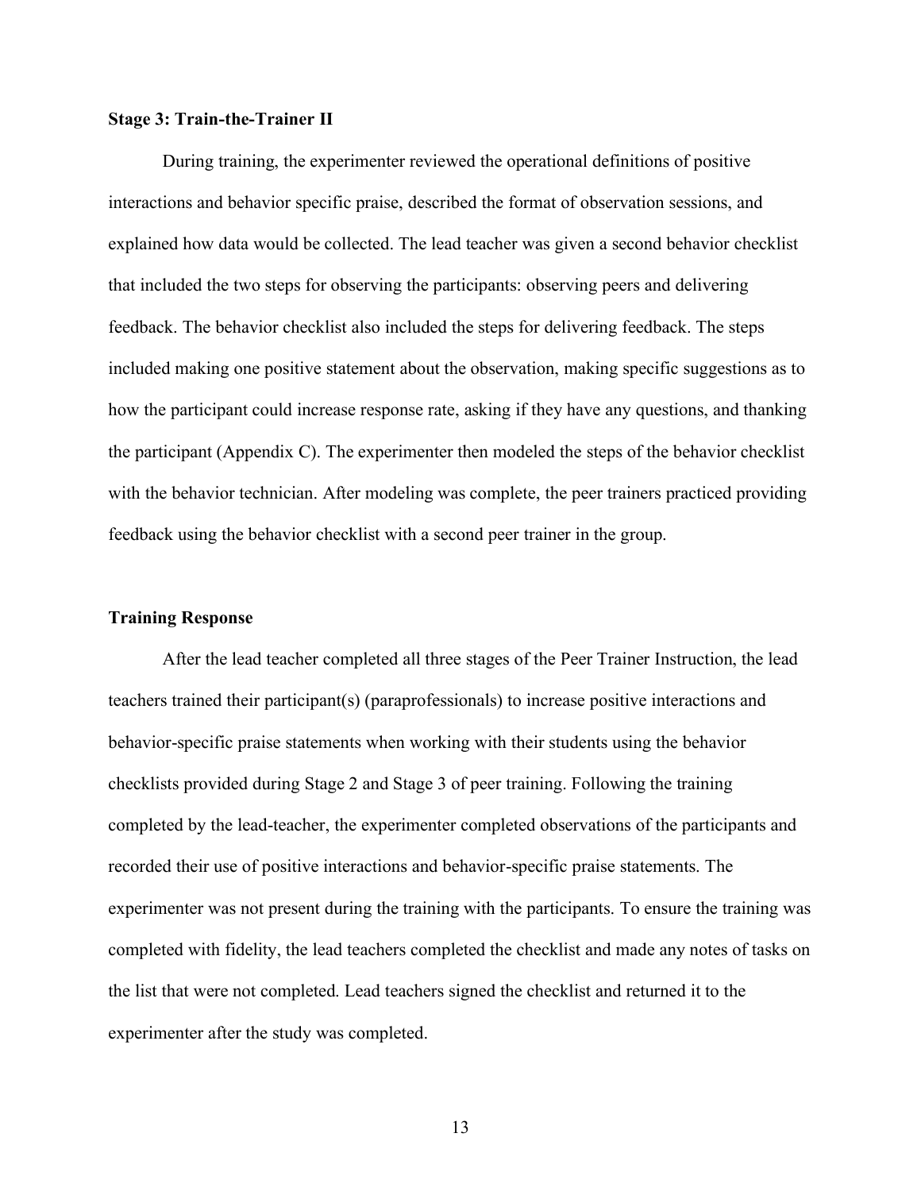**Stage 3: Train-the-Trainer II**

During training, the experimenter reviewed the operational definitions of positive interactions and behavior specific praise, described the format of observation sessions, and explained how data would be collected. The lead teacher was given a second behavior checklist that included the two steps for observing the participants: observing peers and delivering feedback. The behavior checklist also included the steps for delivering feedback. The steps included making one positive statement about the observation, making specific suggestions as to how the participant could increase response rate, asking if they have any questions, and thanking the participant (Appendix C). The experimenter then modeled the steps of the behavior checklist with the behavior technician. After modeling was complete, the peer trainers practiced providing feedback using the behavior checklist with a second peer trainer in the group.

**Training Response**

After the lead teacher completed all three stages of the Peer Trainer Instruction, the lead teachers trained their participant(s) (paraprofessionals) to increase positive interactions and behavior-specific praise statements when working with their students using the behavior checklists provided during Stage 2 and Stage 3 of peer training. Following the training completed by the lead-teacher, the experimenter completed observations of the participants and recorded their use of positive interactions and behavior-specific praise statements. The experimenter was not present during the training with the participants. To ensure the training was completed with fidelity, the lead teachers completed the checklist and made any notes of tasks on the list that were not completed. Lead teachers signed the checklist and returned it to the experimenter after the study was completed.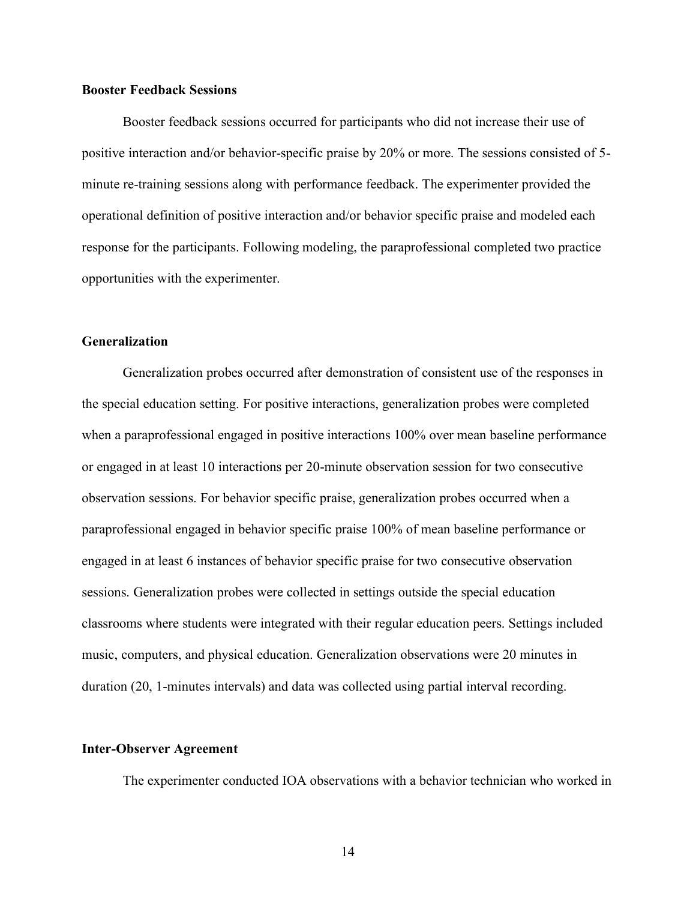### Booster Feedback Sessions

Booster feedback sessions occurred for participants who did not increase their use of positive interaction and/or behavior-specific praise by 20% or more. The sessions consisted of 5-minute re-training sessions along with performance feedback. The experimenter provided the operational definition of positive interaction and/or behavior specific praise and modeled each response for the participants. Following modeling, the paraprofessional completed two practice opportunities with the experimenter.

### Generalization

Generalization probes occurred after demonstration of consistent use of the responses in the special education setting. For positive interactions, generalization probes were completed when a paraprofessional engaged in positive interactions 100% over mean baseline performance or engaged in at least 10 interactions per 20-minute observation session for two consecutive observation sessions. For behavior specific praise, generalization probes occurred when a paraprofessional engaged in behavior specific praise 100% of mean baseline performance or engaged in at least 6 instances of behavior specific praise for two consecutive observation sessions. Generalization probes were collected in settings outside the special education classrooms where students were integrated with their regular education peers. Settings included music, computers, and physical education. Generalization observations were 20 minutes in duration (20, 1-minutes intervals) and data was collected using partial interval recording.

### Inter-Observer Agreement

The experimenter conducted IOA observations with a behavior technician who worked in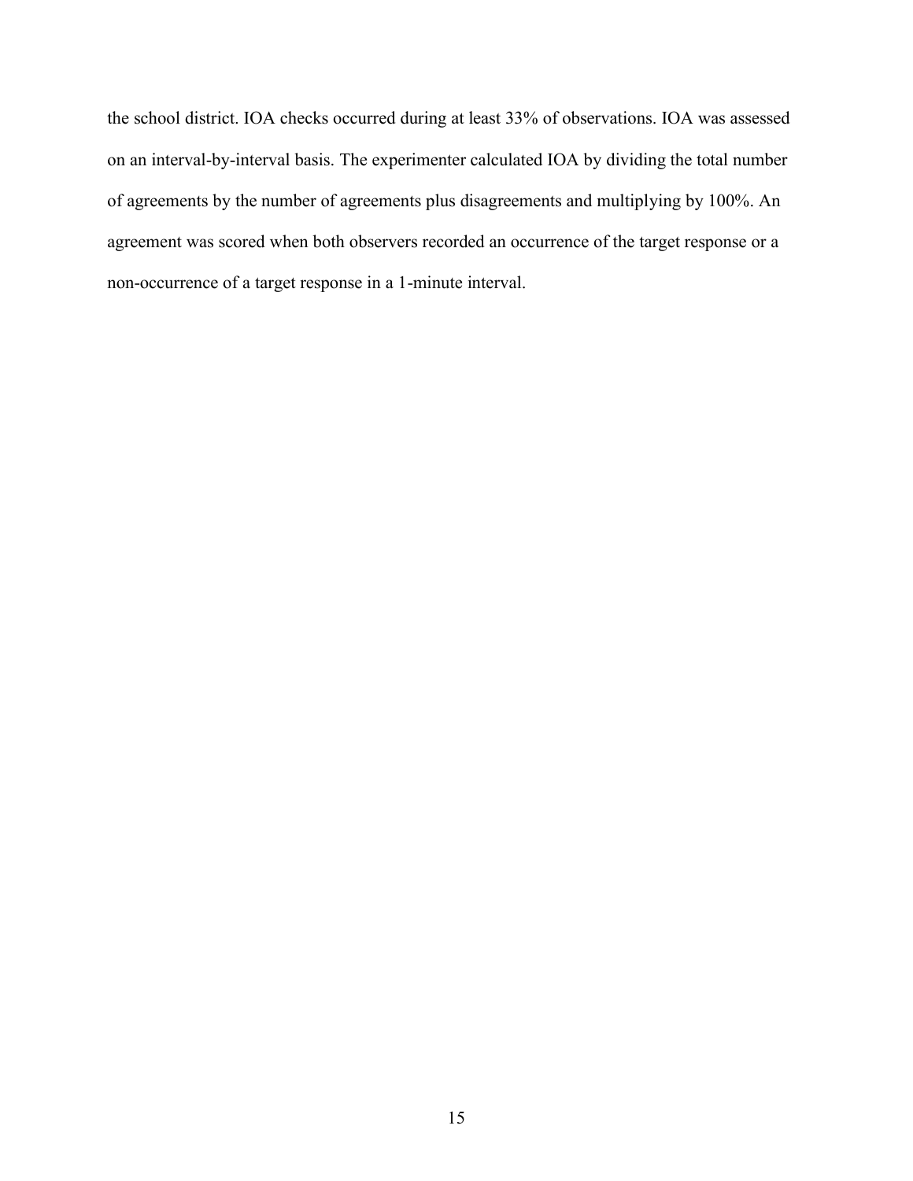the school district. IOA checks occurred during at least 33% of observations. IOA was assessed on an interval-by-interval basis. The experimenter calculated IOA by dividing the total number of agreements by the number of agreements plus disagreements and multiplying by 100%. An agreement was scored when both observers recorded an occurrence of the target response or a non-occurrence of a target response in a 1-minute interval.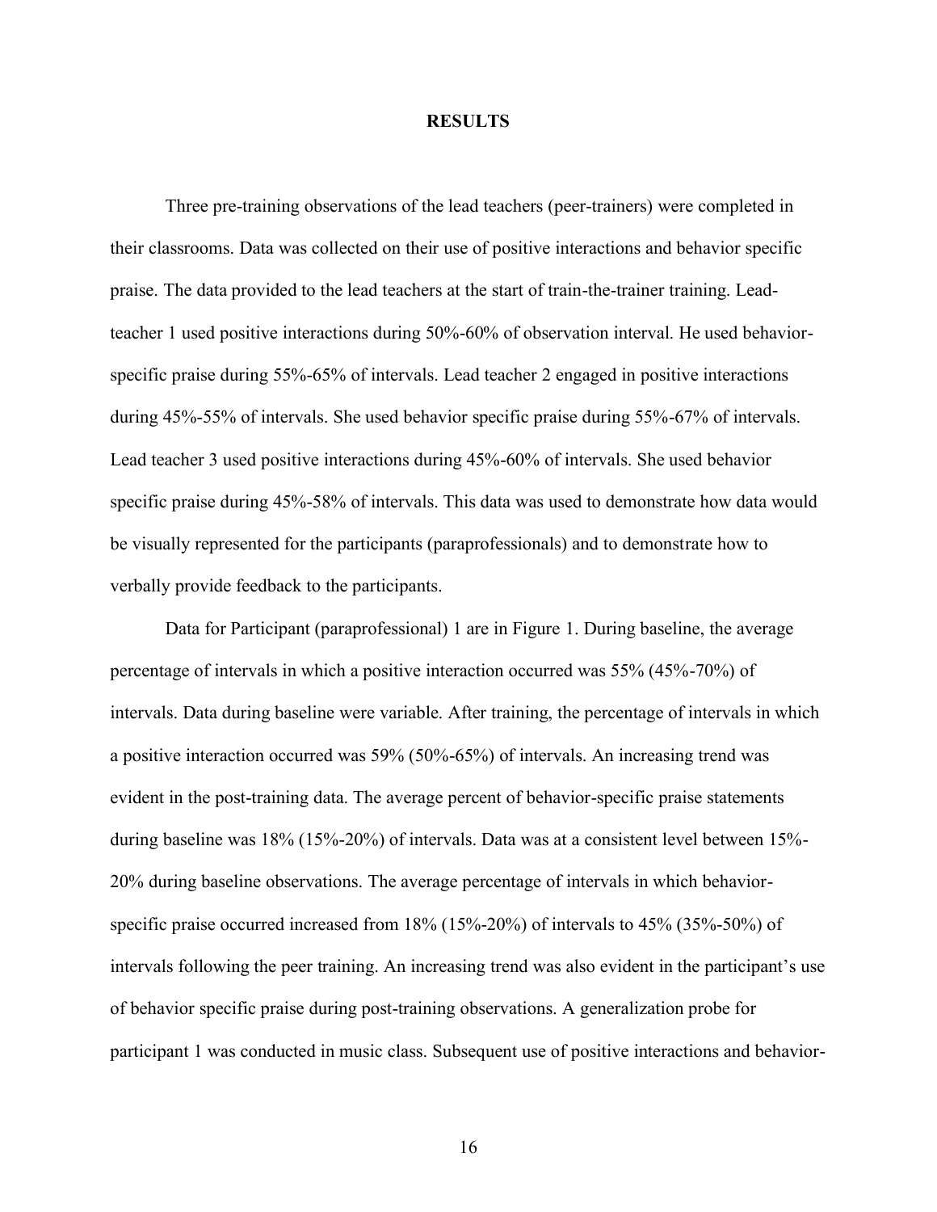# RESULTS

Three pre-training observations of the lead teachers (peer-trainers) were completed in their classrooms. Data was collected on their use of positive interactions and behavior specific praise. The data provided to the lead teachers at the start of train-the-trainer training. Lead-teacher 1 used positive interactions during 50%-60% of observation interval. He used behavior-specific praise during 55%-65% of intervals. Lead teacher 2 engaged in positive interactions during 45%-55% of intervals. She used behavior specific praise during 55%-67% of intervals. Lead teacher 3 used positive interactions during 45%-60% of intervals. She used behavior specific praise during 45%-58% of intervals. This data was used to demonstrate how data would be visually represented for the participants (paraprofessionals) and to demonstrate how to verbally provide feedback to the participants.

Data for Participant (paraprofessional) 1 are in Figure 1. During baseline, the average percentage of intervals in which a positive interaction occurred was 55% (45%-70%) of intervals. Data during baseline were variable. After training, the percentage of intervals in which a positive interaction occurred was 59% (50%-65%) of intervals. An increasing trend was evident in the post-training data. The average percent of behavior-specific praise statements during baseline was 18% (15%-20%) of intervals. Data was at a consistent level between 15%-20% during baseline observations. The average percentage of intervals in which behavior-specific praise occurred increased from 18% (15%-20%) of intervals to 45% (35%-50%) of intervals following the peer training. An increasing trend was also evident in the participant's use of behavior specific praise during post-training observations. A generalization probe for participant 1 was conducted in music class. Subsequent use of positive interactions and behavior-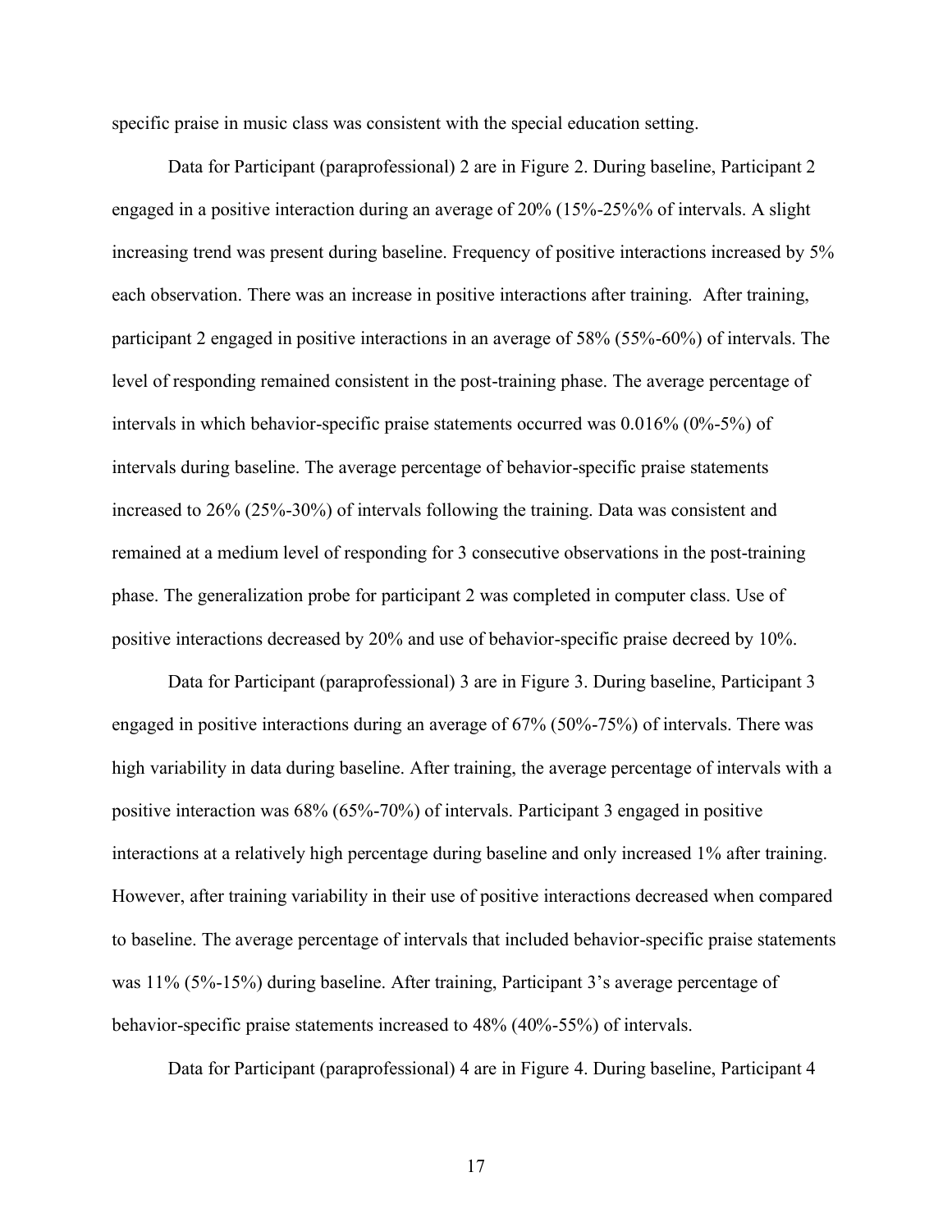specific praise in music class was consistent with the special education setting.

Data for Participant (paraprofessional) 2 are in Figure 2. During baseline, Participant 2 engaged in a positive interaction during an average of 20% (15%-25%% of intervals. A slight increasing trend was present during baseline. Frequency of positive interactions increased by 5% each observation. There was an increase in positive interactions after training. After training, participant 2 engaged in positive interactions in an average of 58% (55%-60%) of intervals. The level of responding remained consistent in the post-training phase. The average percentage of intervals in which behavior-specific praise statements occurred was 0.016% (0%-5%) of intervals during baseline. The average percentage of behavior-specific praise statements increased to 26% (25%-30%) of intervals following the training. Data was consistent and remained at a medium level of responding for 3 consecutive observations in the post-training phase. The generalization probe for participant 2 was completed in computer class. Use of positive interactions decreased by 20% and use of behavior-specific praise decreed by 10%.

Data for Participant (paraprofessional) 3 are in Figure 3. During baseline, Participant 3 engaged in positive interactions during an average of 67% (50%-75%) of intervals. There was high variability in data during baseline. After training, the average percentage of intervals with a positive interaction was 68% (65%-70%) of intervals. Participant 3 engaged in positive interactions at a relatively high percentage during baseline and only increased 1% after training. However, after training variability in their use of positive interactions decreased when compared to baseline. The average percentage of intervals that included behavior-specific praise statements was 11% (5%-15%) during baseline. After training, Participant 3's average percentage of behavior-specific praise statements increased to 48% (40%-55%) of intervals.

Data for Participant (paraprofessional) 4 are in Figure 4. During baseline, Participant 4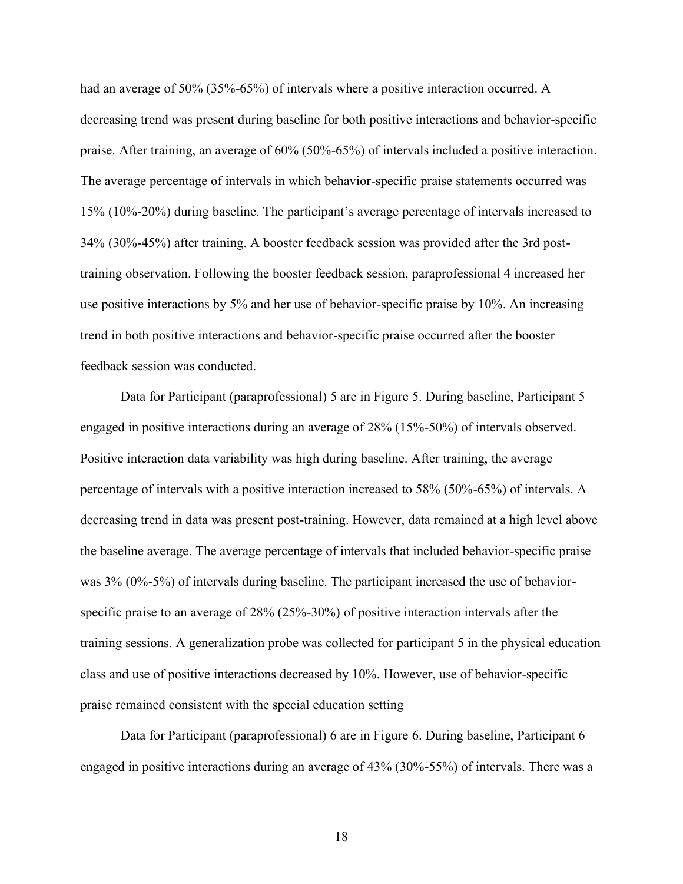had an average of 50% (35%-65%) of intervals where a positive interaction occurred. A decreasing trend was present during baseline for both positive interactions and behavior-specific praise. After training, an average of 60% (50%-65%) of intervals included a positive interaction. The average percentage of intervals in which behavior-specific praise statements occurred was 15% (10%-20%) during baseline. The participant's average percentage of intervals increased to 34% (30%-45%) after training. A booster feedback session was provided after the 3rd post-training observation. Following the booster feedback session, paraprofessional 4 increased her use positive interactions by 5% and her use of behavior-specific praise by 10%. An increasing trend in both positive interactions and behavior-specific praise occurred after the booster feedback session was conducted.

Data for Participant (paraprofessional) 5 are in Figure 5. During baseline, Participant 5 engaged in positive interactions during an average of 28% (15%-50%) of intervals observed. Positive interaction data variability was high during baseline. After training, the average percentage of intervals with a positive interaction increased to 58% (50%-65%) of intervals. A decreasing trend in data was present post-training. However, data remained at a high level above the baseline average. The average percentage of intervals that included behavior-specific praise was 3% (0%-5%) of intervals during baseline. The participant increased the use of behavior-specific praise to an average of 28% (25%-30%) of positive interaction intervals after the training sessions. A generalization probe was collected for participant 5 in the physical education class and use of positive interactions decreased by 10%. However, use of behavior-specific praise remained consistent with the special education setting

Data for Participant (paraprofessional) 6 are in Figure 6. During baseline, Participant 6 engaged in positive interactions during an average of 43% (30%-55%) of intervals. There was a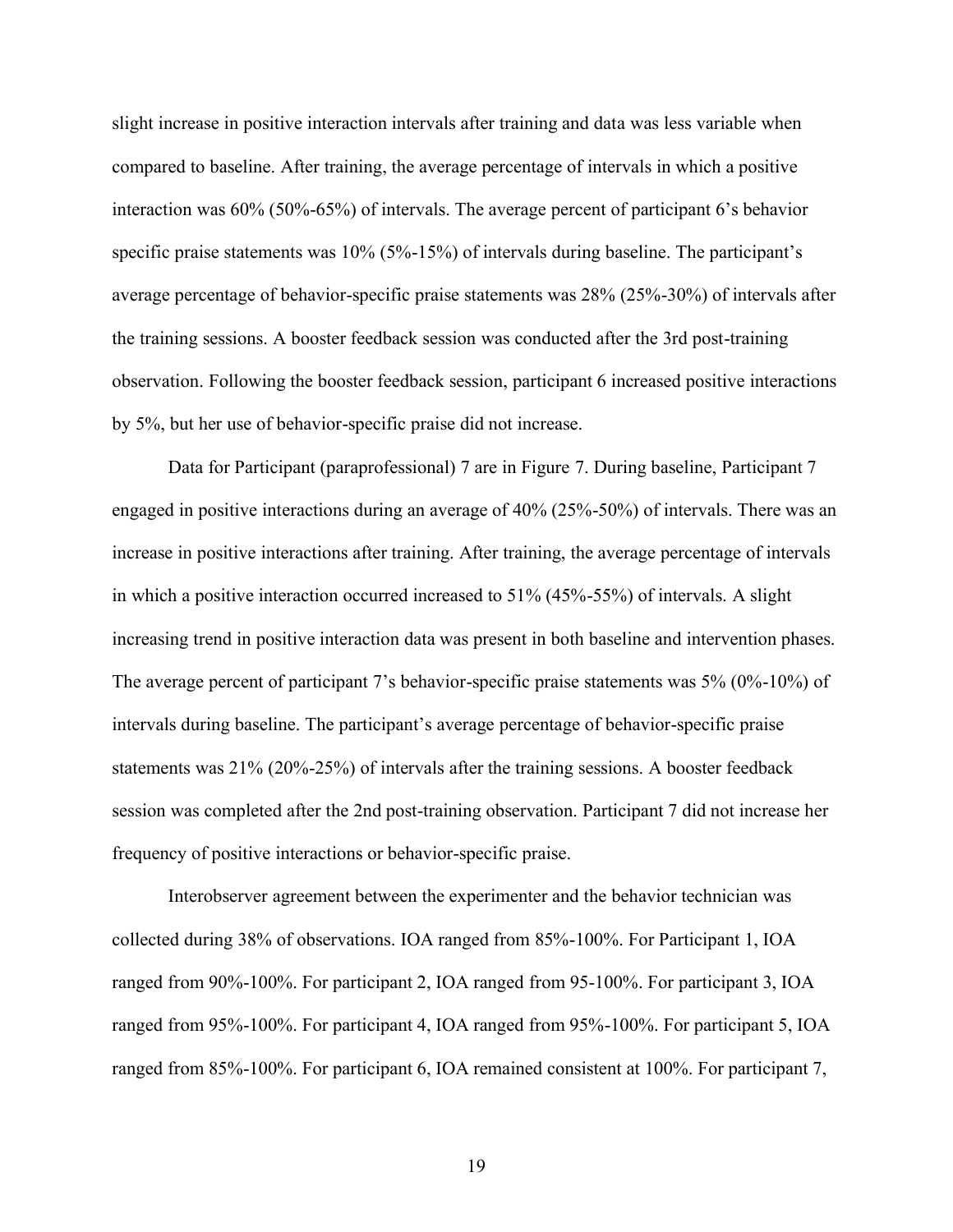slight increase in positive interaction intervals after training and data was less variable when compared to baseline. After training, the average percentage of intervals in which a positive interaction was 60% (50%-65%) of intervals. The average percent of participant 6's behavior specific praise statements was 10% (5%-15%) of intervals during baseline. The participant's average percentage of behavior-specific praise statements was 28% (25%-30%) of intervals after the training sessions. A booster feedback session was conducted after the 3rd post-training observation. Following the booster feedback session, participant 6 increased positive interactions by 5%, but her use of behavior-specific praise did not increase.

Data for Participant (paraprofessional) 7 are in Figure 7. During baseline, Participant 7 engaged in positive interactions during an average of 40% (25%-50%) of intervals. There was an increase in positive interactions after training. After training, the average percentage of intervals in which a positive interaction occurred increased to 51% (45%-55%) of intervals. A slight increasing trend in positive interaction data was present in both baseline and intervention phases. The average percent of participant 7's behavior-specific praise statements was 5% (0%-10%) of intervals during baseline. The participant's average percentage of behavior-specific praise statements was 21% (20%-25%) of intervals after the training sessions. A booster feedback session was completed after the 2nd post-training observation. Participant 7 did not increase her frequency of positive interactions or behavior-specific praise.

Interobserver agreement between the experimenter and the behavior technician was collected during 38% of observations. IOA ranged from 85%-100%. For Participant 1, IOA ranged from 90%-100%. For participant 2, IOA ranged from 95-100%. For participant 3, IOA ranged from 95%-100%. For participant 4, IOA ranged from 95%-100%. For participant 5, IOA ranged from 85%-100%. For participant 6, IOA remained consistent at 100%. For participant 7,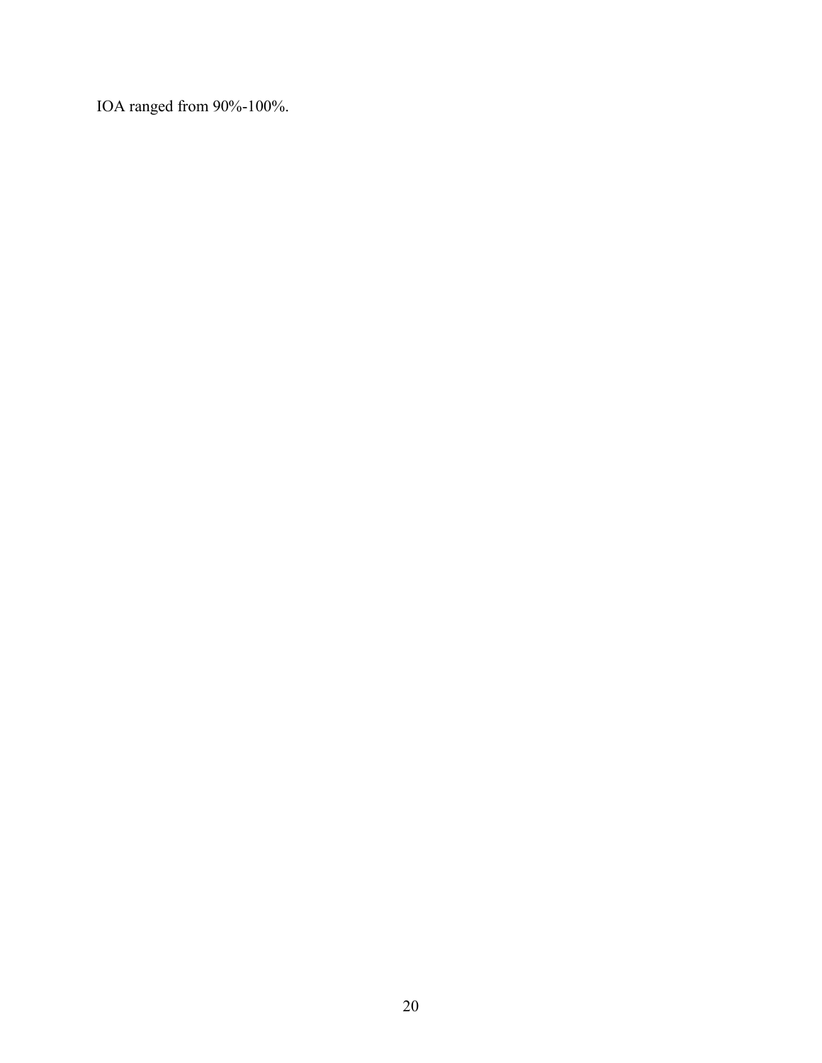IOA ranged from 90%-100%.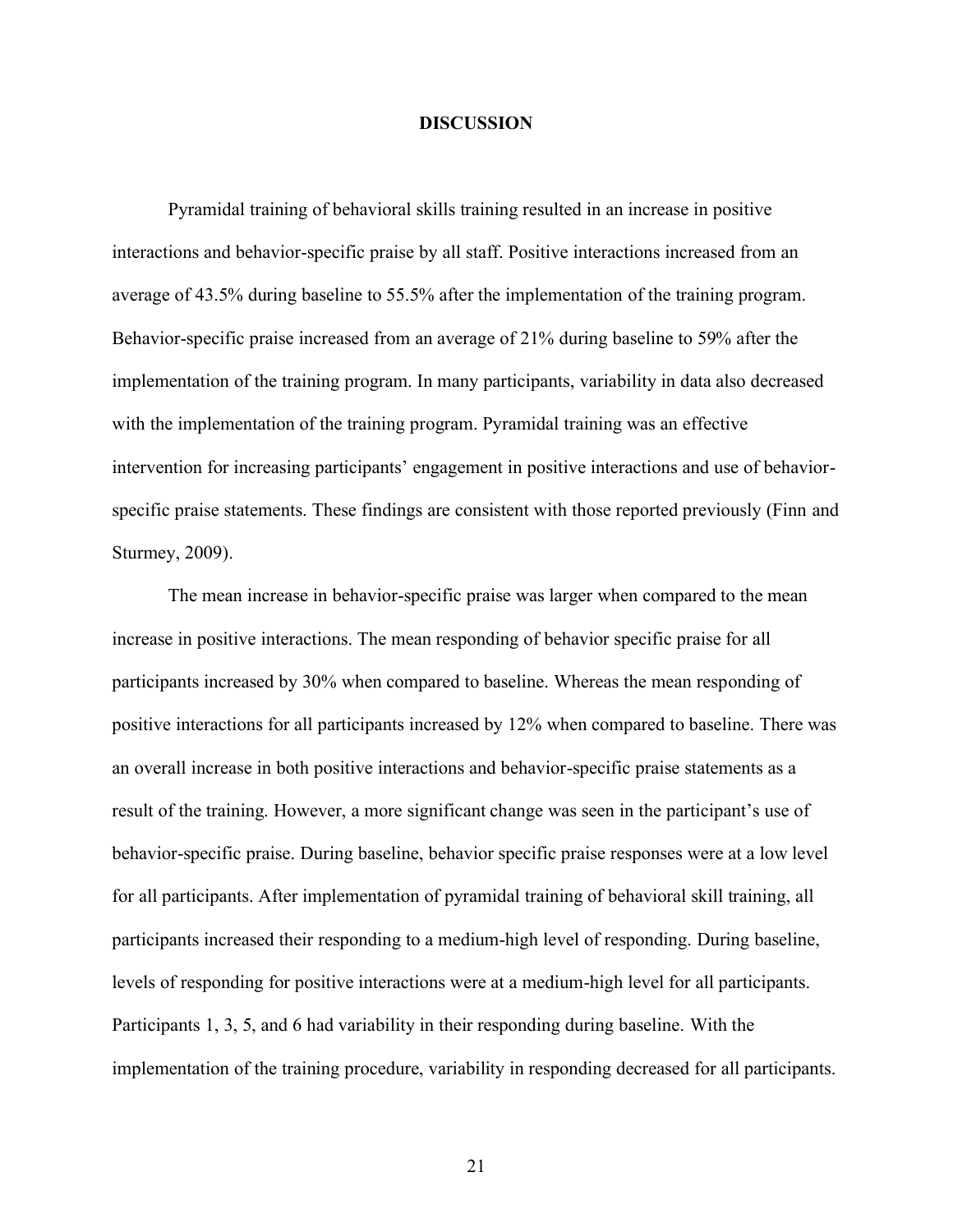# DISCUSSION

Pyramidal training of behavioral skills training resulted in an increase in positive interactions and behavior-specific praise by all staff. Positive interactions increased from an average of 43.5% during baseline to 55.5% after the implementation of the training program. Behavior-specific praise increased from an average of 21% during baseline to 59% after the implementation of the training program. In many participants, variability in data also decreased with the implementation of the training program. Pyramidal training was an effective intervention for increasing participants' engagement in positive interactions and use of behavior-specific praise statements. These findings are consistent with those reported previously (Finn and Sturmey, 2009).

The mean increase in behavior-specific praise was larger when compared to the mean increase in positive interactions. The mean responding of behavior specific praise for all participants increased by 30% when compared to baseline. Whereas the mean responding of positive interactions for all participants increased by 12% when compared to baseline. There was an overall increase in both positive interactions and behavior-specific praise statements as a result of the training. However, a more significant change was seen in the participant's use of behavior-specific praise. During baseline, behavior specific praise responses were at a low level for all participants. After implementation of pyramidal training of behavioral skill training, all participants increased their responding to a medium-high level of responding. During baseline, levels of responding for positive interactions were at a medium-high level for all participants. Participants 1, 3, 5, and 6 had variability in their responding during baseline. With the implementation of the training procedure, variability in responding decreased for all participants.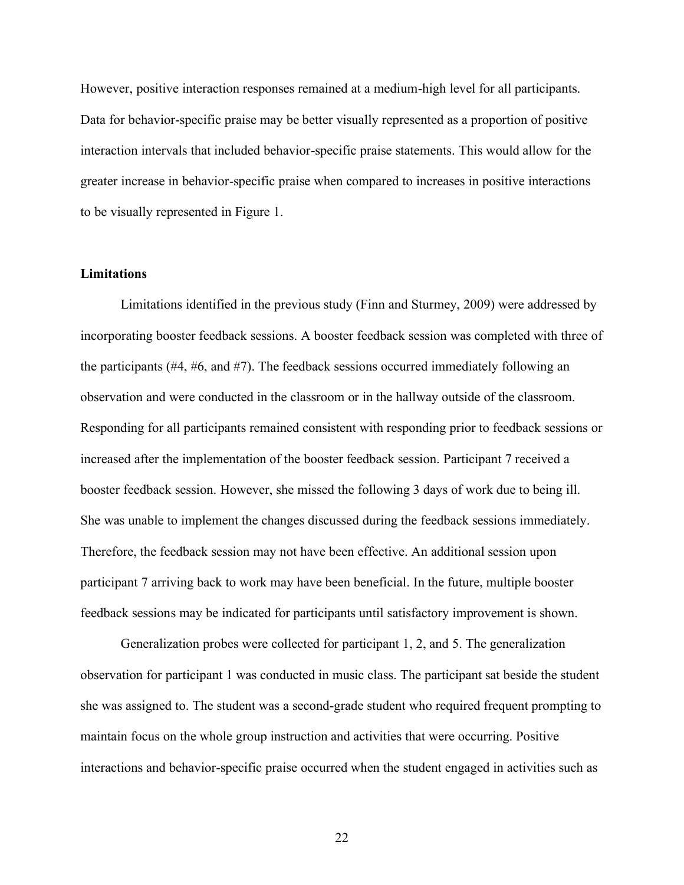However, positive interaction responses remained at a medium-high level for all participants. Data for behavior-specific praise may be better visually represented as a proportion of positive interaction intervals that included behavior-specific praise statements. This would allow for the greater increase in behavior-specific praise when compared to increases in positive interactions to be visually represented in Figure 1.

## Limitations

Limitations identified in the previous study (Finn and Sturmey, 2009) were addressed by incorporating booster feedback sessions. A booster feedback session was completed with three of the participants (#4, #6, and #7). The feedback sessions occurred immediately following an observation and were conducted in the classroom or in the hallway outside of the classroom. Responding for all participants remained consistent with responding prior to feedback sessions or increased after the implementation of the booster feedback session. Participant 7 received a booster feedback session. However, she missed the following 3 days of work due to being ill. She was unable to implement the changes discussed during the feedback sessions immediately. Therefore, the feedback session may not have been effective. An additional session upon participant 7 arriving back to work may have been beneficial. In the future, multiple booster feedback sessions may be indicated for participants until satisfactory improvement is shown.

Generalization probes were collected for participant 1, 2, and 5. The generalization observation for participant 1 was conducted in music class. The participant sat beside the student she was assigned to. The student was a second-grade student who required frequent prompting to maintain focus on the whole group instruction and activities that were occurring. Positive interactions and behavior-specific praise occurred when the student engaged in activities such as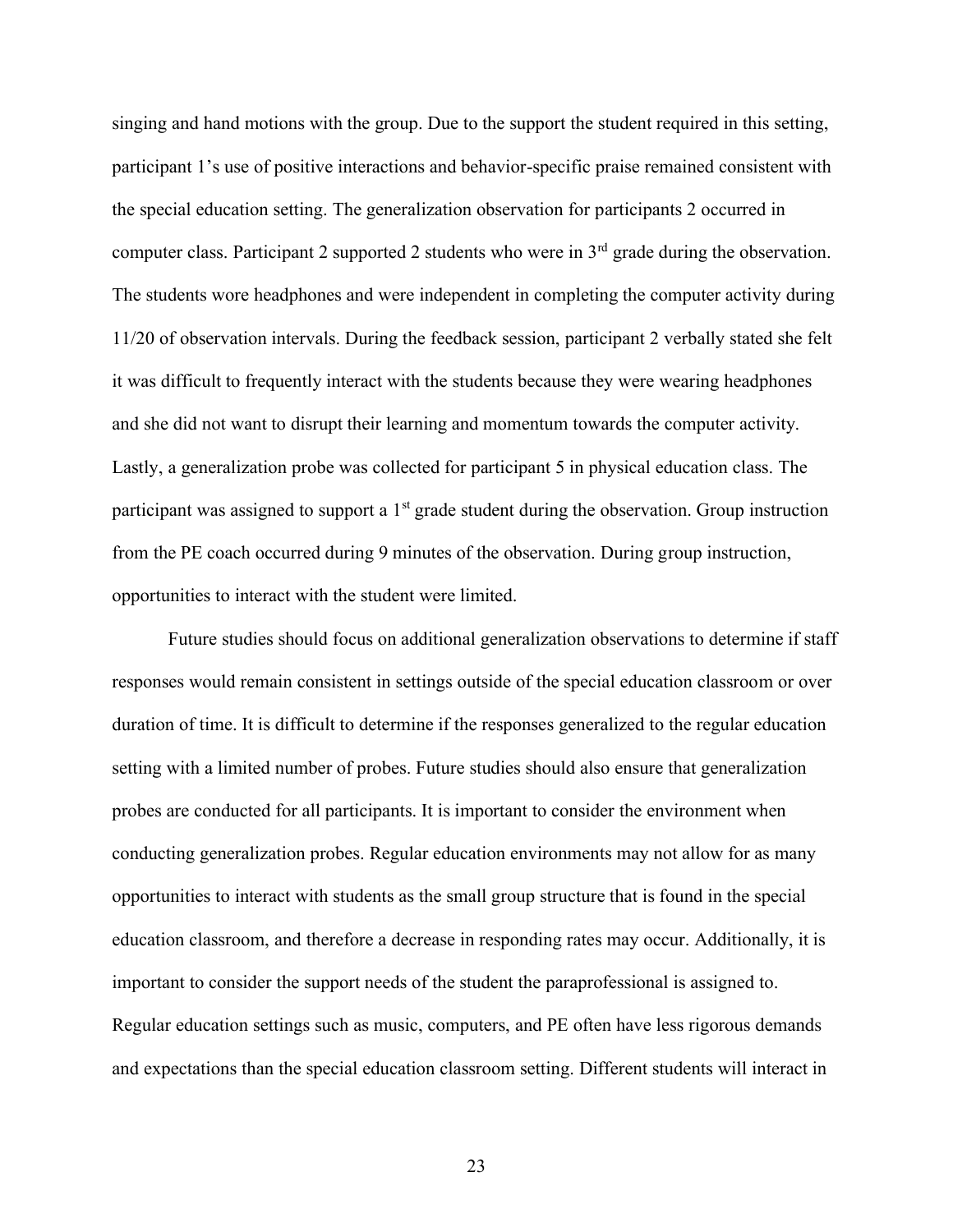singing and hand motions with the group. Due to the support the student required in this setting, participant 1's use of positive interactions and behavior-specific praise remained consistent with the special education setting. The generalization observation for participants 2 occurred in computer class. Participant 2 supported 2 students who were in 3rd grade during the observation. The students wore headphones and were independent in completing the computer activity during 11/20 of observation intervals. During the feedback session, participant 2 verbally stated she felt it was difficult to frequently interact with the students because they were wearing headphones and she did not want to disrupt their learning and momentum towards the computer activity. Lastly, a generalization probe was collected for participant 5 in physical education class. The participant was assigned to support a 1st grade student during the observation. Group instruction from the PE coach occurred during 9 minutes of the observation. During group instruction, opportunities to interact with the student were limited.

Future studies should focus on additional generalization observations to determine if staff responses would remain consistent in settings outside of the special education classroom or over duration of time. It is difficult to determine if the responses generalized to the regular education setting with a limited number of probes. Future studies should also ensure that generalization probes are conducted for all participants. It is important to consider the environment when conducting generalization probes. Regular education environments may not allow for as many opportunities to interact with students as the small group structure that is found in the special education classroom, and therefore a decrease in responding rates may occur. Additionally, it is important to consider the support needs of the student the paraprofessional is assigned to. Regular education settings such as music, computers, and PE often have less rigorous demands and expectations than the special education classroom setting. Different students will interact in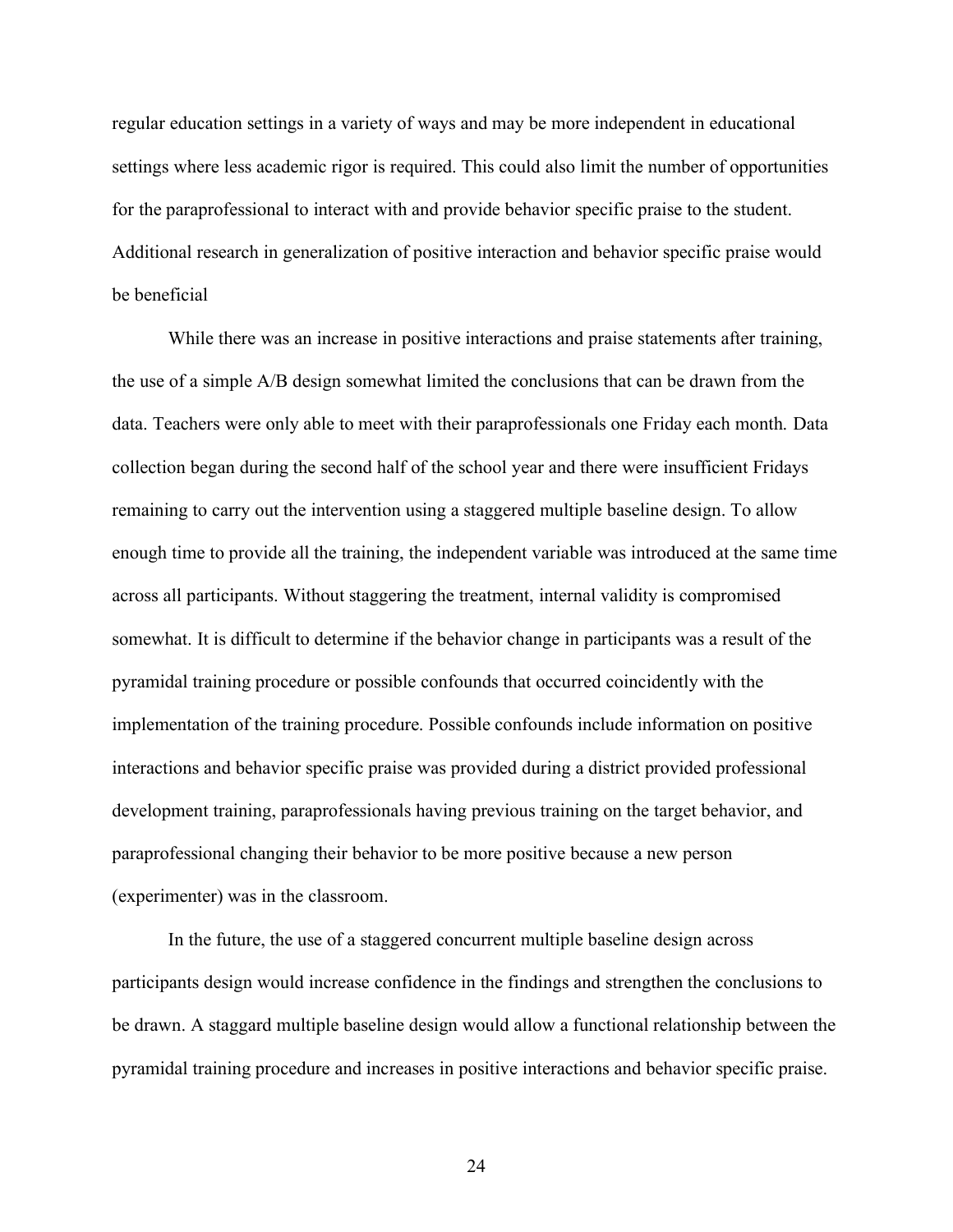regular education settings in a variety of ways and may be more independent in educational settings where less academic rigor is required. This could also limit the number of opportunities for the paraprofessional to interact with and provide behavior specific praise to the student. Additional research in generalization of positive interaction and behavior specific praise would be beneficial

While there was an increase in positive interactions and praise statements after training, the use of a simple A/B design somewhat limited the conclusions that can be drawn from the data. Teachers were only able to meet with their paraprofessionals one Friday each month. Data collection began during the second half of the school year and there were insufficient Fridays remaining to carry out the intervention using a staggered multiple baseline design. To allow enough time to provide all the training, the independent variable was introduced at the same time across all participants. Without staggering the treatment, internal validity is compromised somewhat. It is difficult to determine if the behavior change in participants was a result of the pyramidal training procedure or possible confounds that occurred coincidently with the implementation of the training procedure. Possible confounds include information on positive interactions and behavior specific praise was provided during a district provided professional development training, paraprofessionals having previous training on the target behavior, and paraprofessional changing their behavior to be more positive because a new person (experimenter) was in the classroom.

In the future, the use of a staggered concurrent multiple baseline design across participants design would increase confidence in the findings and strengthen the conclusions to be drawn. A staggard multiple baseline design would allow a functional relationship between the pyramidal training procedure and increases in positive interactions and behavior specific praise.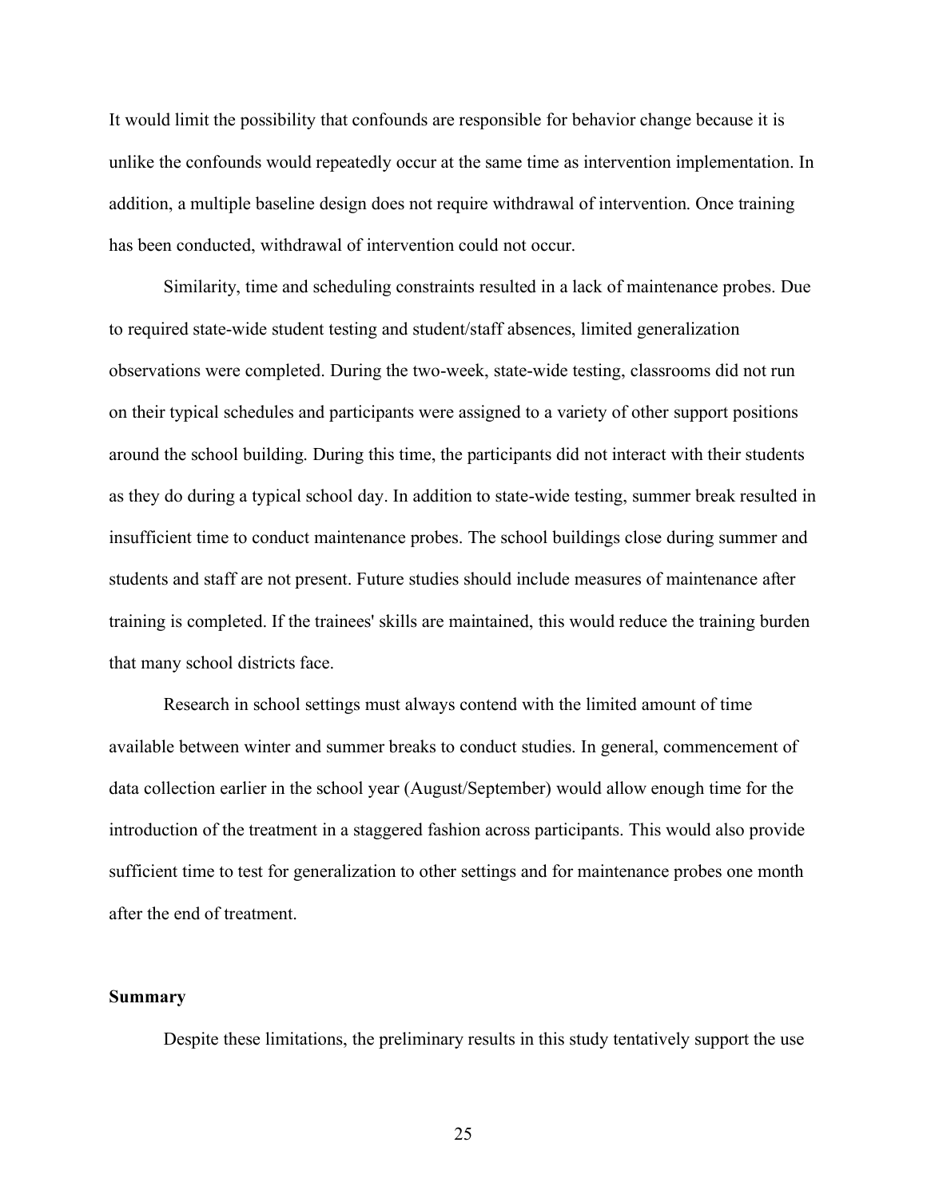It would limit the possibility that confounds are responsible for behavior change because it is unlike the confounds would repeatedly occur at the same time as intervention implementation. In addition, a multiple baseline design does not require withdrawal of intervention. Once training has been conducted, withdrawal of intervention could not occur.

Similarity, time and scheduling constraints resulted in a lack of maintenance probes. Due to required state-wide student testing and student/staff absences, limited generalization observations were completed. During the two-week, state-wide testing, classrooms did not run on their typical schedules and participants were assigned to a variety of other support positions around the school building. During this time, the participants did not interact with their students as they do during a typical school day. In addition to state-wide testing, summer break resulted in insufficient time to conduct maintenance probes. The school buildings close during summer and students and staff are not present. Future studies should include measures of maintenance after training is completed. If the trainees' skills are maintained, this would reduce the training burden that many school districts face.

Research in school settings must always contend with the limited amount of time available between winter and summer breaks to conduct studies. In general, commencement of data collection earlier in the school year (August/September) would allow enough time for the introduction of the treatment in a staggered fashion across participants. This would also provide sufficient time to test for generalization to other settings and for maintenance probes one month after the end of treatment.

### Summary

Despite these limitations, the preliminary results in this study tentatively support the use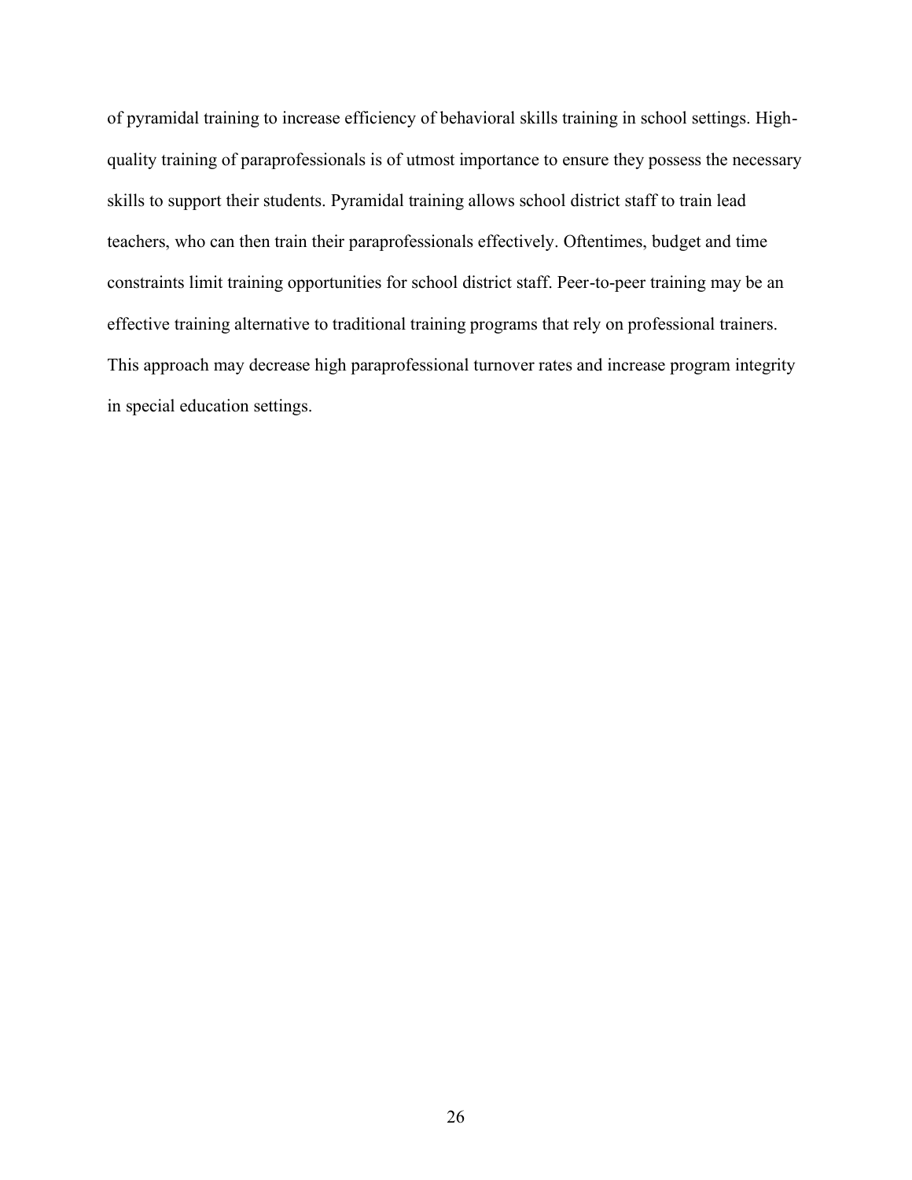of pyramidal training to increase efficiency of behavioral skills training in school settings. High-quality training of paraprofessionals is of utmost importance to ensure they possess the necessary skills to support their students. Pyramidal training allows school district staff to train lead teachers, who can then train their paraprofessionals effectively. Oftentimes, budget and time constraints limit training opportunities for school district staff. Peer-to-peer training may be an effective training alternative to traditional training programs that rely on professional trainers. This approach may decrease high paraprofessional turnover rates and increase program integrity in special education settings.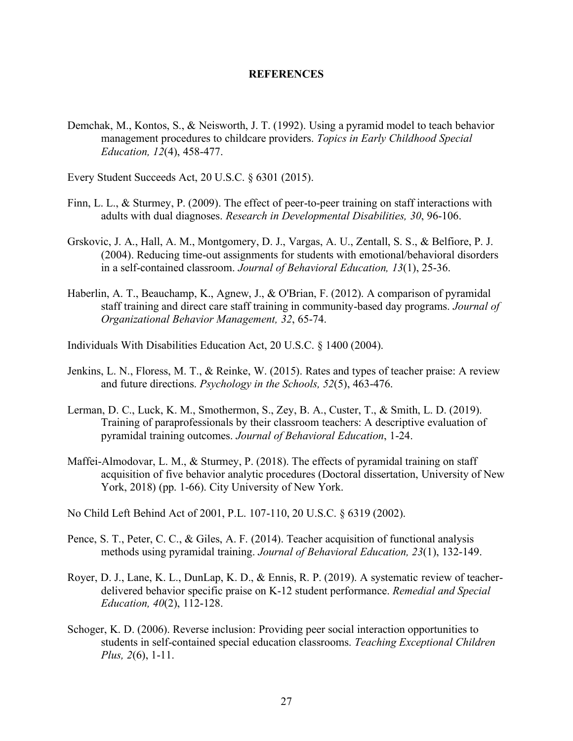# REFERENCES

Demchak, M., Kontos, S., & Neisworth, J. T. (1992). Using a pyramid model to teach behavior management procedures to childcare providers. *Topics in Early Childhood Special Education, 12*(4), 458-477.

Every Student Succeeds Act, 20 U.S.C. § 6301 (2015).

Finn, L. L., & Sturmey, P. (2009). The effect of peer-to-peer training on staff interactions with adults with dual diagnoses. *Research in Developmental Disabilities, 30*, 96-106.

Grskovic, J. A., Hall, A. M., Montgomery, D. J., Vargas, A. U., Zentall, S. S., & Belfiore, P. J. (2004). Reducing time-out assignments for students with emotional/behavioral disorders in a self-contained classroom. *Journal of Behavioral Education, 13*(1), 25-36.

Haberlin, A. T., Beauchamp, K., Agnew, J., & O'Brian, F. (2012). A comparison of pyramidal staff training and direct care staff training in community-based day programs. *Journal of Organizational Behavior Management, 32*, 65-74.

Individuals With Disabilities Education Act, 20 U.S.C. § 1400 (2004).

Jenkins, L. N., Floress, M. T., & Reinke, W. (2015). Rates and types of teacher praise: A review and future directions. *Psychology in the Schools, 52*(5), 463-476.

Lerman, D. C., Luck, K. M., Smothermon, S., Zey, B. A., Custer, T., & Smith, L. D. (2019). Training of paraprofessionals by their classroom teachers: A descriptive evaluation of pyramidal training outcomes. *Journal of Behavioral Education*, 1-24.

Maffei-Almodovar, L. M., & Sturmey, P. (2018). The effects of pyramidal training on staff acquisition of five behavior analytic procedures (Doctoral dissertation, University of New York, 2018) (pp. 1-66). City University of New York.

No Child Left Behind Act of 2001, P.L. 107-110, 20 U.S.C. § 6319 (2002).

Pence, S. T., Peter, C. C., & Giles, A. F. (2014). Teacher acquisition of functional analysis methods using pyramidal training. *Journal of Behavioral Education, 23*(1), 132-149.

Royer, D. J., Lane, K. L., DunLap, K. D., & Ennis, R. P. (2019). A systematic review of teacher-delivered behavior specific praise on K-12 student performance. *Remedial and Special Education, 40*(2), 112-128.

Schoger, K. D. (2006). Reverse inclusion: Providing peer social interaction opportunities to students in self-contained special education classrooms. *Teaching Exceptional Children Plus, 2*(6), 1-11.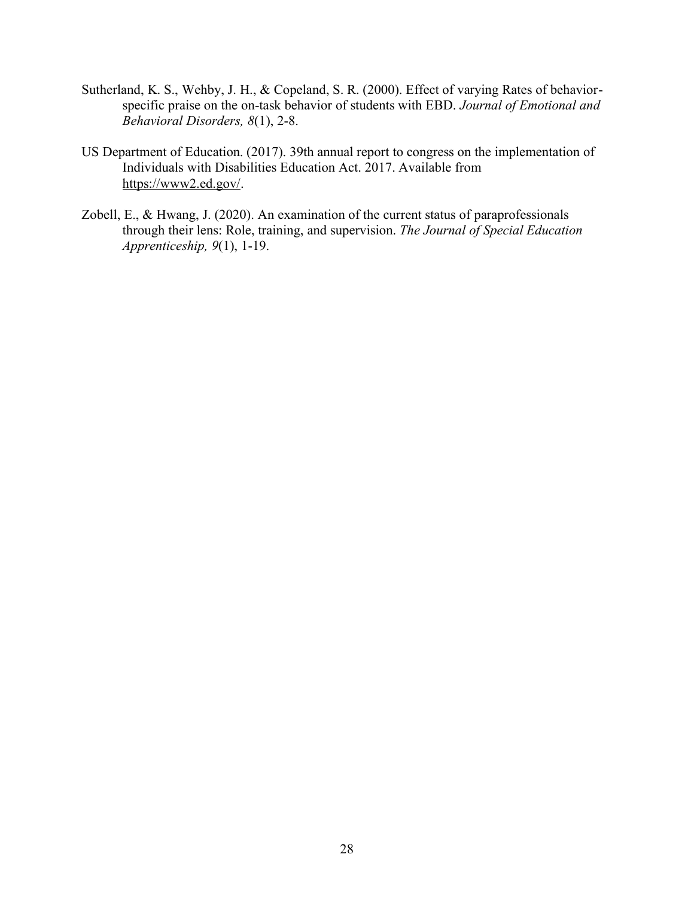Sutherland, K. S., Wehby, J. H., & Copeland, S. R. (2000). Effect of varying Rates of behavior-specific praise on the on-task behavior of students with EBD. *Journal of Emotional and Behavioral Disorders, 8*(1), 2-8.

US Department of Education. (2017). 39th annual report to congress on the implementation of Individuals with Disabilities Education Act. 2017. Available from https://www2.ed.gov/.

Zobell, E., & Hwang, J. (2020). An examination of the current status of paraprofessionals through their lens: Role, training, and supervision. *The Journal of Special Education Apprenticeship, 9*(1), 1-19.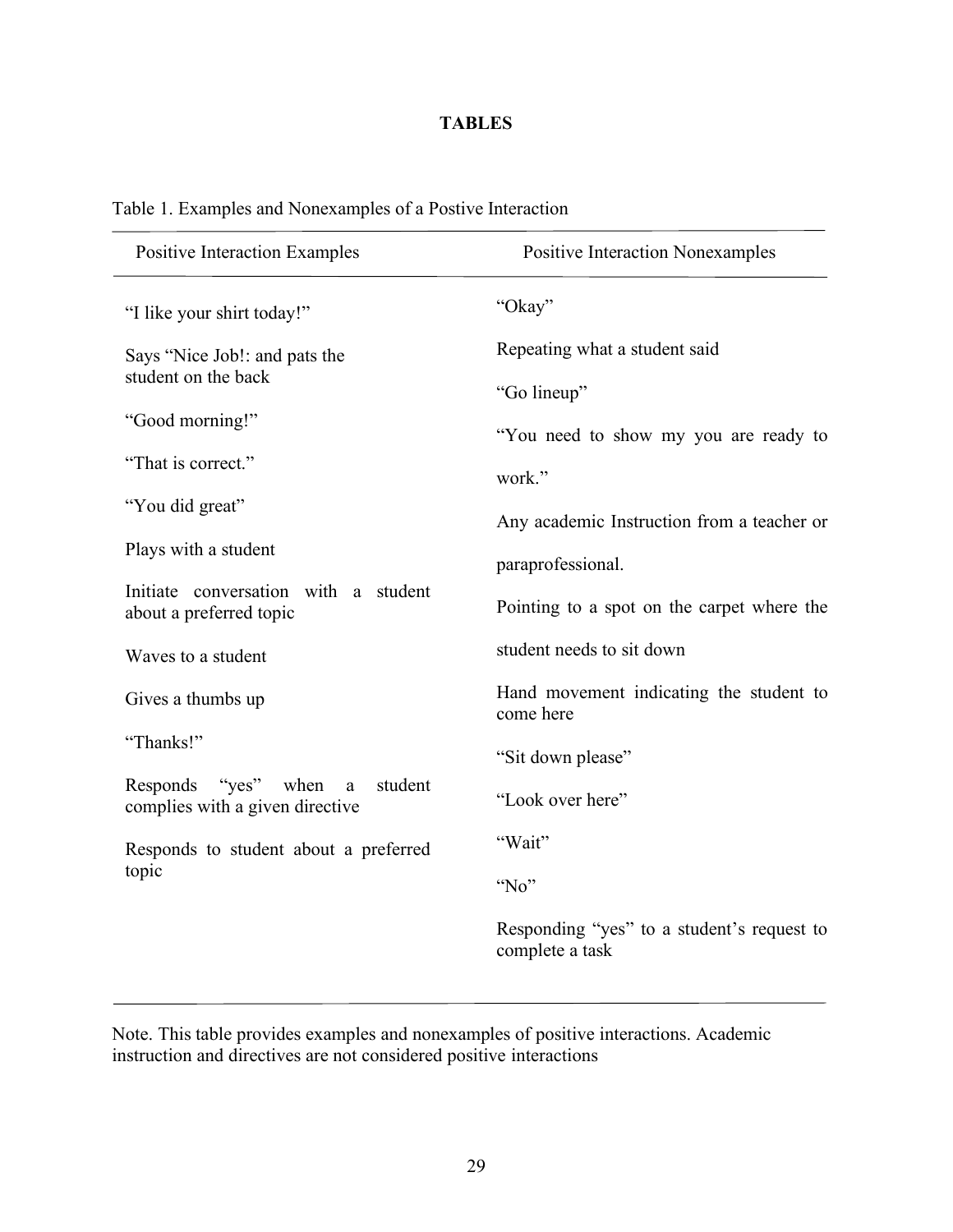# TABLES

Table 1. Examples and Nonexamples of a Postive Interaction

| Positive Interaction Examples | Positive Interaction Nonexamples |
|---|---|
| "I like your shirt today!" | "Okay" |
| Says "Nice Job!: and pats the student on the back | Repeating what a student said |
| "Good morning!" | "Go lineup" |
| "That is correct." | "You need to show my you are ready to work." |
| "You did great" | Any academic Instruction from a teacher or paraprofessional. |
| Plays with a student | Pointing to a spot on the carpet where the student needs to sit down |
| Initiate conversation with a student about a preferred topic | Hand movement indicating the student to come here |
| Waves to a student | "Sit down please" |
| Gives a thumbs up | "Look over here" |
| "Thanks!" | "Wait" |
| Responds "yes" when a student complies with a given directive | "No" |
| Responds to student about a preferred topic | Responding "yes" to a student's request to complete a task |

Note. This table provides examples and nonexamples of positive interactions. Academic instruction and directives are not considered positive interactions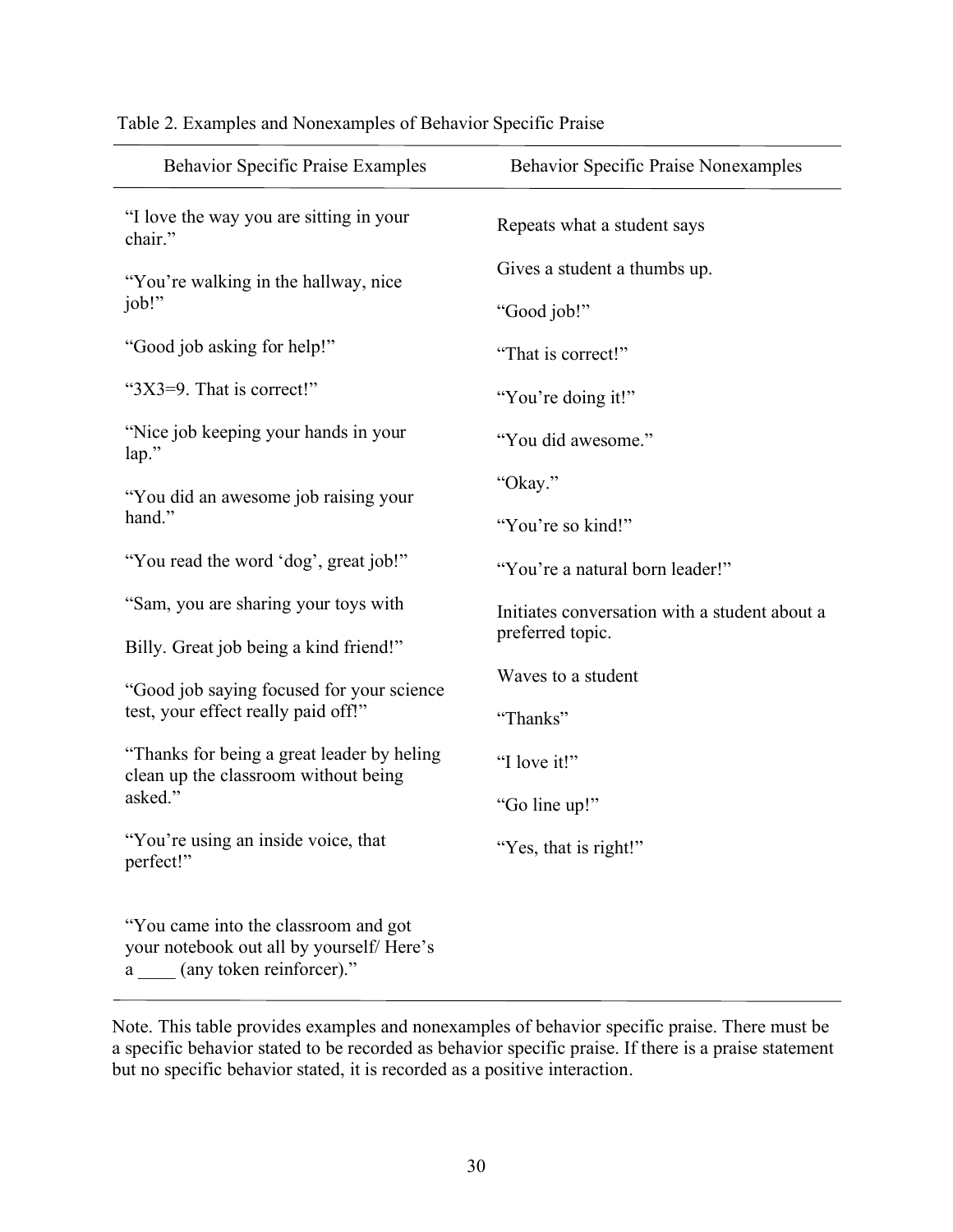Table 2. Examples and Nonexamples of Behavior Specific Praise

| Behavior Specific Praise Examples | Behavior Specific Praise Nonexamples |
|---|---|
| "I love the way you are sitting in your chair." | Repeats what a student says |
| "You're walking in the hallway, nice job!" | Gives a student a thumbs up. |
| | "Good job!" |
| "Good job asking for help!" | "That is correct!" |
| "3X3=9. That is correct!" | "You're doing it!" |
| "Nice job keeping your hands in your lap." | "You did awesome." |
| "You did an awesome job raising your hand." | "Okay." |
| | "You're so kind!" |
| "You read the word 'dog', great job!" | "You're a natural born leader!" |
| "Sam, you are sharing your toys with Billy. Great job being a kind friend!" | Initiates conversation with a student about a preferred topic. |
| "Good job saying focused for your science test, your effect really paid off!" | Waves to a student |
| | "Thanks" |
| "Thanks for being a great leader by heling clean up the classroom without being asked." | "I love it!" |
| | "Go line up!" |
| "You're using an inside voice, that perfect!" | "Yes, that is right!" |
| "You came into the classroom and got your notebook out all by yourself/ Here's a ____ (any token reinforcer)." | |

Note. This table provides examples and nonexamples of behavior specific praise. There must be a specific behavior stated to be recorded as behavior specific praise. If there is a praise statement but no specific behavior stated, it is recorded as a positive interaction.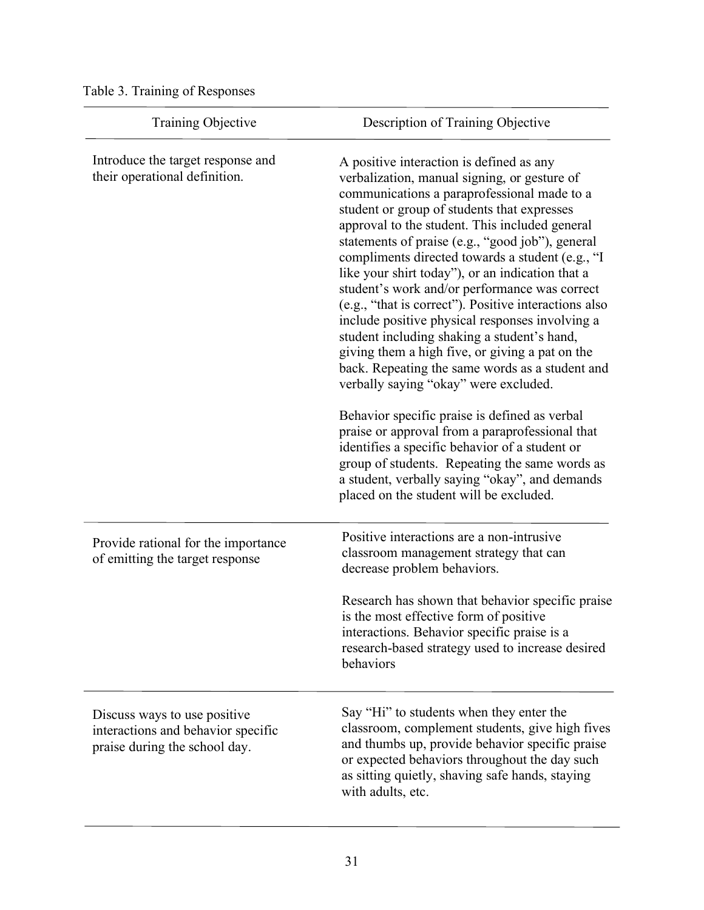Table 3. Training of Responses

| Training Objective | Description of Training Objective |
| --- | --- |
| Introduce the target response and their operational definition. | A positive interaction is defined as any verbalization, manual signing, or gesture of communications a paraprofessional made to a student or group of students that expresses approval to the student. This included general statements of praise (e.g., "good job"), general compliments directed towards a student (e.g., "I like your shirt today"), or an indication that a student's work and/or performance was correct (e.g., "that is correct"). Positive interactions also include positive physical responses involving a student including shaking a student's hand, giving them a high five, or giving a pat on the back. Repeating the same words as a student and verbally saying "okay" were excluded. <br><br> Behavior specific praise is defined as verbal praise or approval from a paraprofessional that identifies a specific behavior of a student or group of students. Repeating the same words as a student, verbally saying "okay", and demands placed on the student will be excluded. |
| Provide rational for the importance of emitting the target response | Positive interactions are a non-intrusive classroom management strategy that can decrease problem behaviors. <br><br> Research has shown that behavior specific praise is the most effective form of positive interactions. Behavior specific praise is a research-based strategy used to increase desired behaviors |
| Discuss ways to use positive interactions and behavior specific praise during the school day. | Say "Hi" to students when they enter the classroom, complement students, give high fives and thumbs up, provide behavior specific praise or expected behaviors throughout the day such as sitting quietly, shaving safe hands, staying with adults, etc. |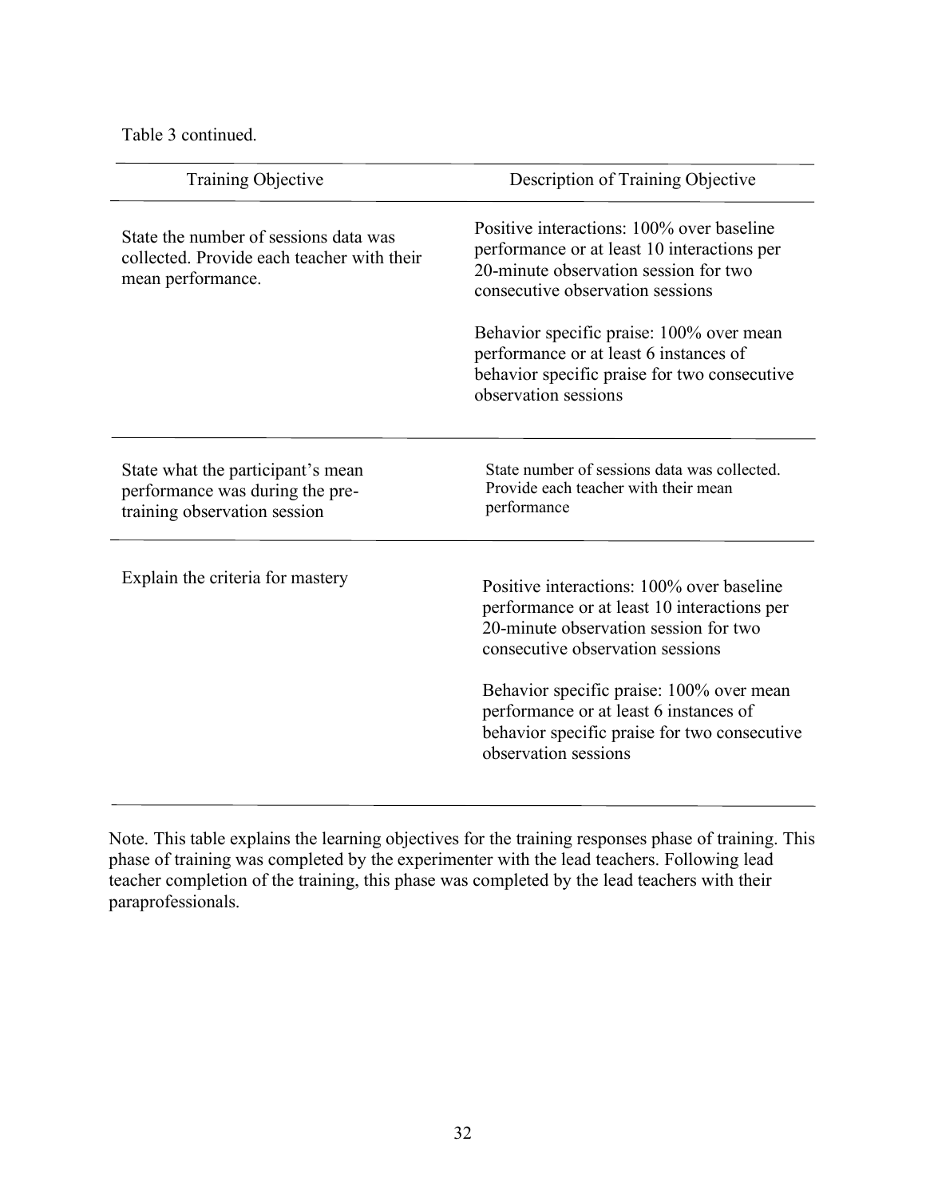Table 3 continued.

| Training Objective | Description of Training Objective |
| --- | --- |
| State the number of sessions data was collected. Provide each teacher with their mean performance. | Positive interactions: 100% over baseline performance or at least 10 interactions per 20-minute observation session for two consecutive observation sessions<br><br>Behavior specific praise: 100% over mean performance or at least 6 instances of behavior specific praise for two consecutive observation sessions |
| State what the participant's mean performance was during the pre-training observation session | State number of sessions data was collected. Provide each teacher with their mean performance |
| Explain the criteria for mastery | Positive interactions: 100% over baseline performance or at least 10 interactions per 20-minute observation session for two consecutive observation sessions<br><br>Behavior specific praise: 100% over mean performance or at least 6 instances of behavior specific praise for two consecutive observation sessions |

Note. This table explains the learning objectives for the training responses phase of training. This phase of training was completed by the experimenter with the lead teachers. Following lead teacher completion of the training, this phase was completed by the lead teachers with their paraprofessionals.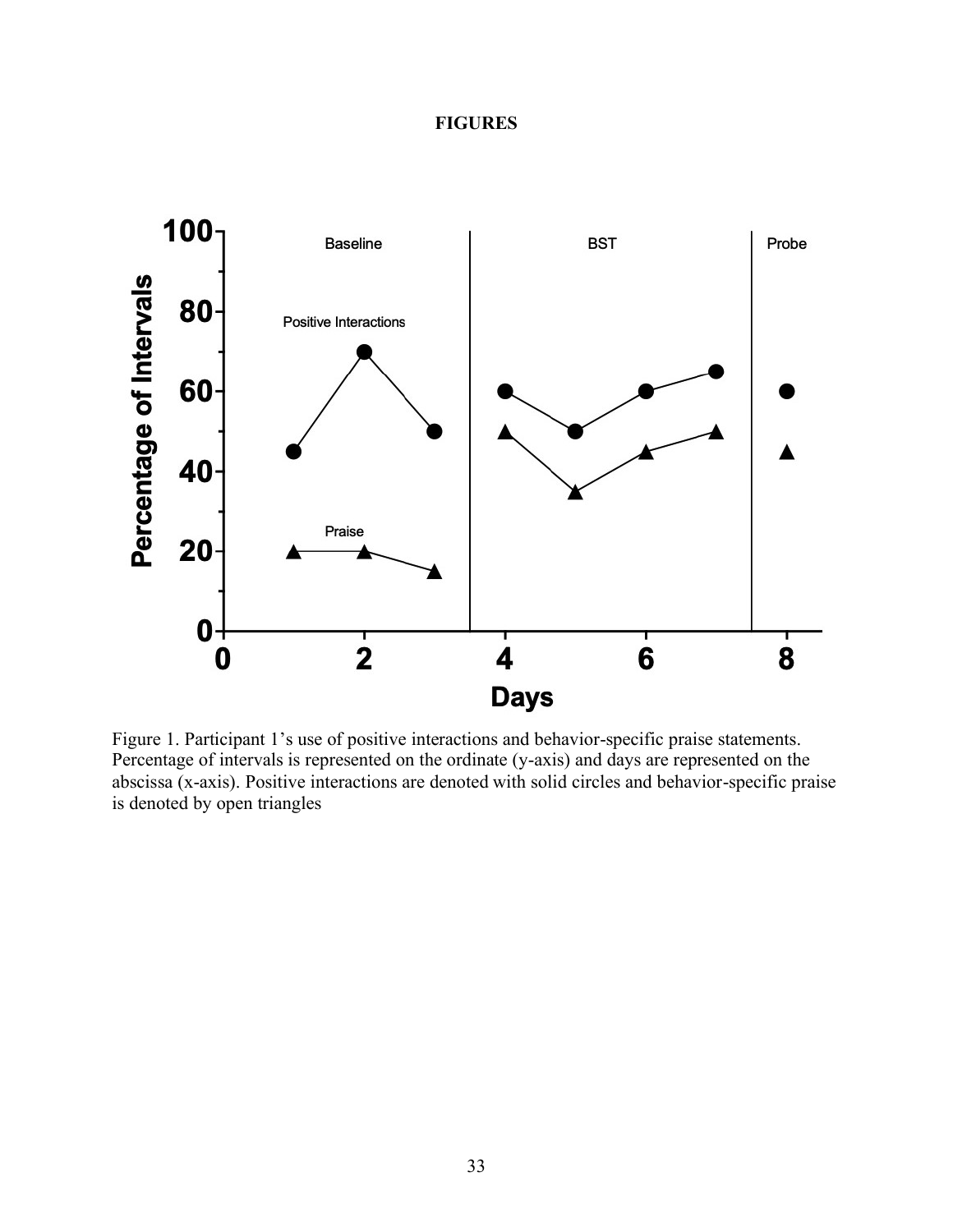# FIGURES

Figure 1. Participant 1's use of positive interactions and behavior-specific praise statements. Percentage of intervals is represented on the ordinate (y-axis) and days are represented on the abscissa (x-axis). Positive interactions are denoted with solid circles and behavior-specific praise is denoted by open triangles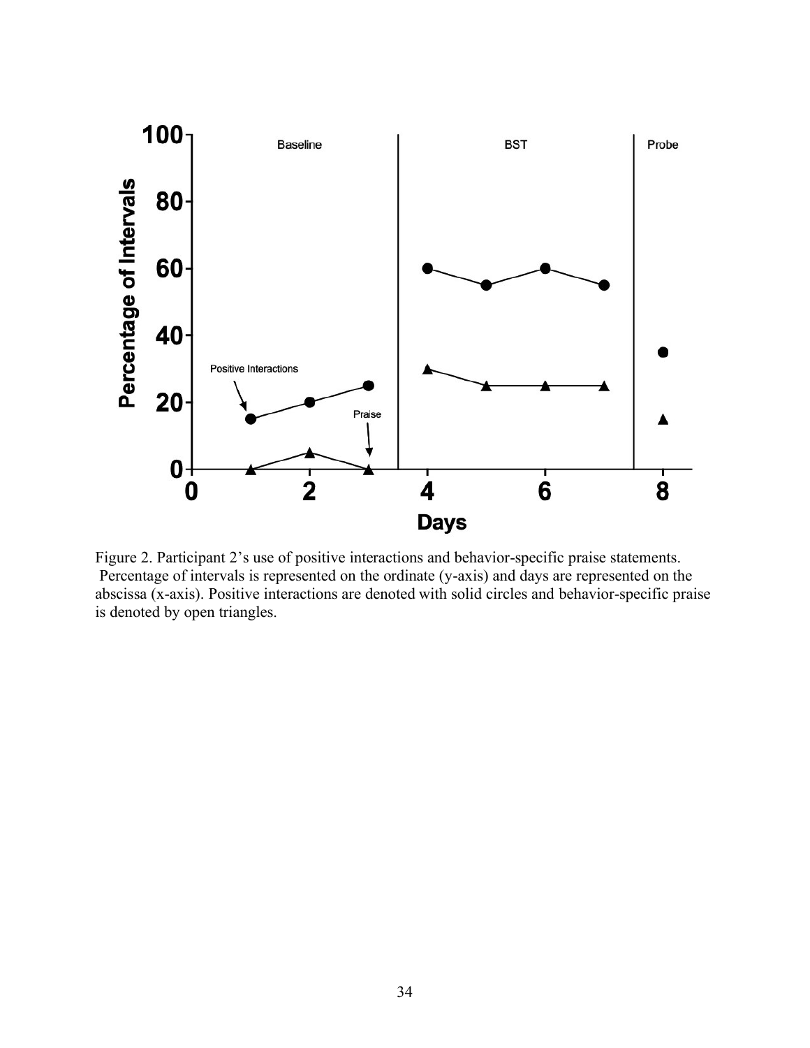Figure 2. Participant 2's use of positive interactions and behavior-specific praise statements. Percentage of intervals is represented on the ordinate (y-axis) and days are represented on the abscissa (x-axis). Positive interactions are denoted with solid circles and behavior-specific praise is denoted by open triangles.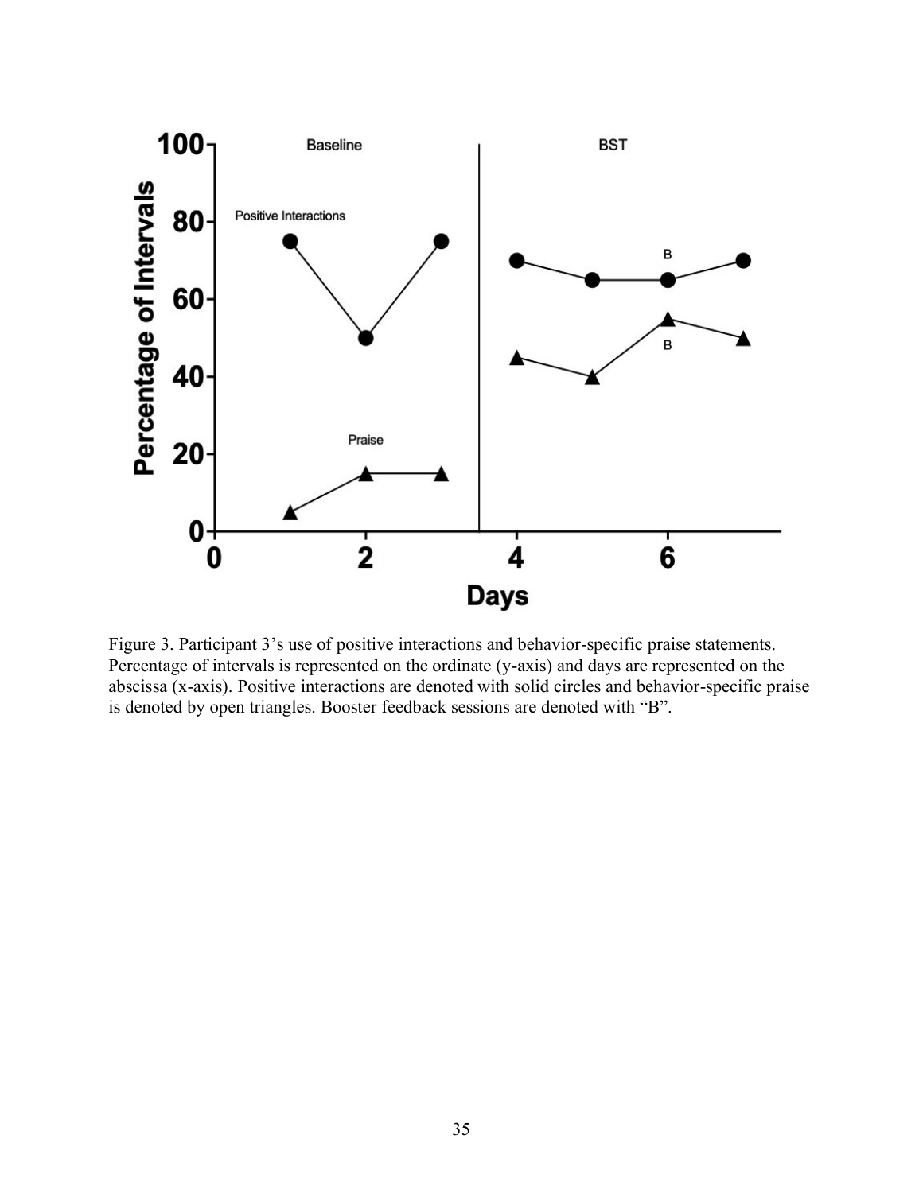Figure 3. Participant 3's use of positive interactions and behavior-specific praise statements. Percentage of intervals is represented on the ordinate (y-axis) and days are represented on the abscissa (x-axis). Positive interactions are denoted with solid circles and behavior-specific praise is denoted by open triangles. Booster feedback sessions are denoted with "B".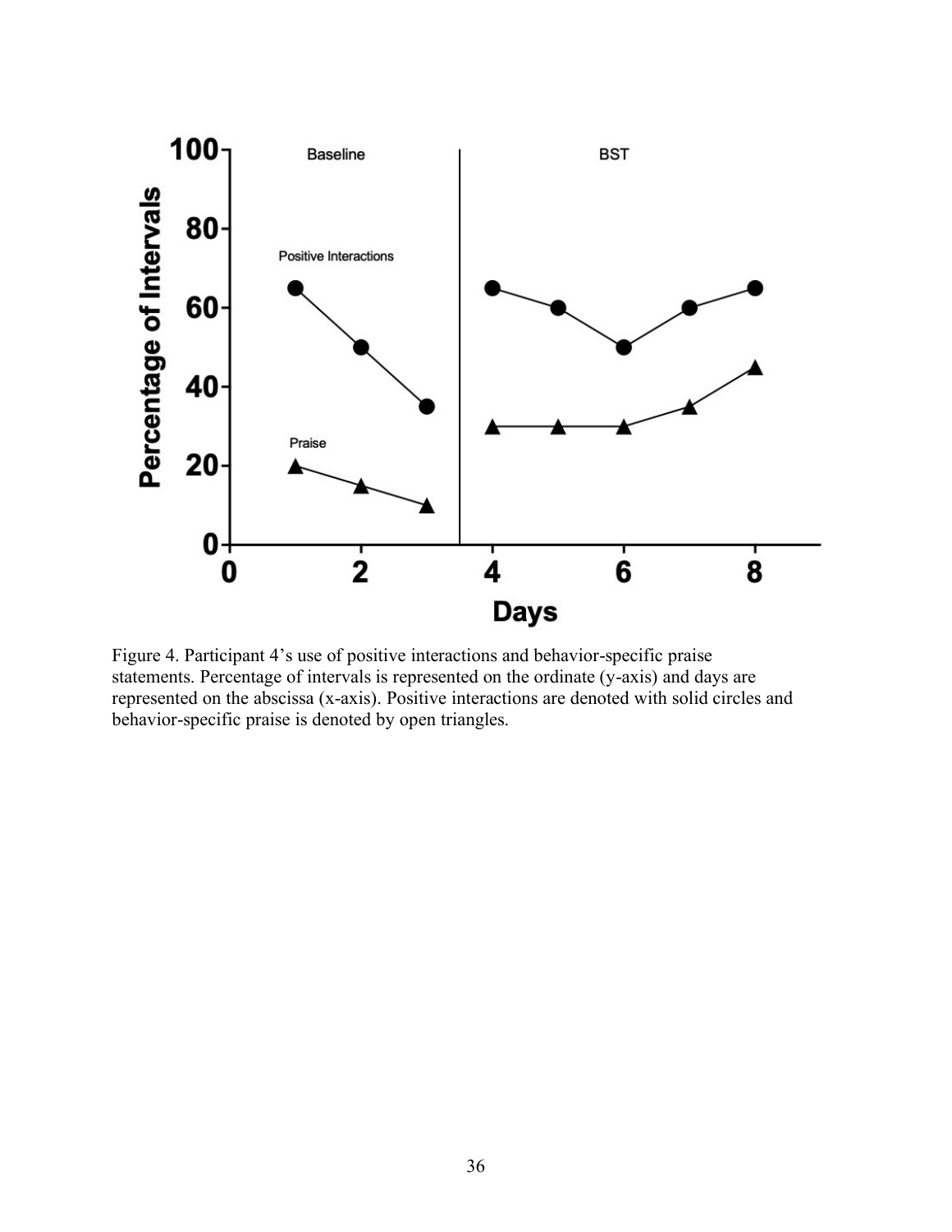Figure 4. Participant 4's use of positive interactions and behavior-specific praise statements. Percentage of intervals is represented on the ordinate (y-axis) and days are represented on the abscissa (x-axis). Positive interactions are denoted with solid circles and behavior-specific praise is denoted by open triangles.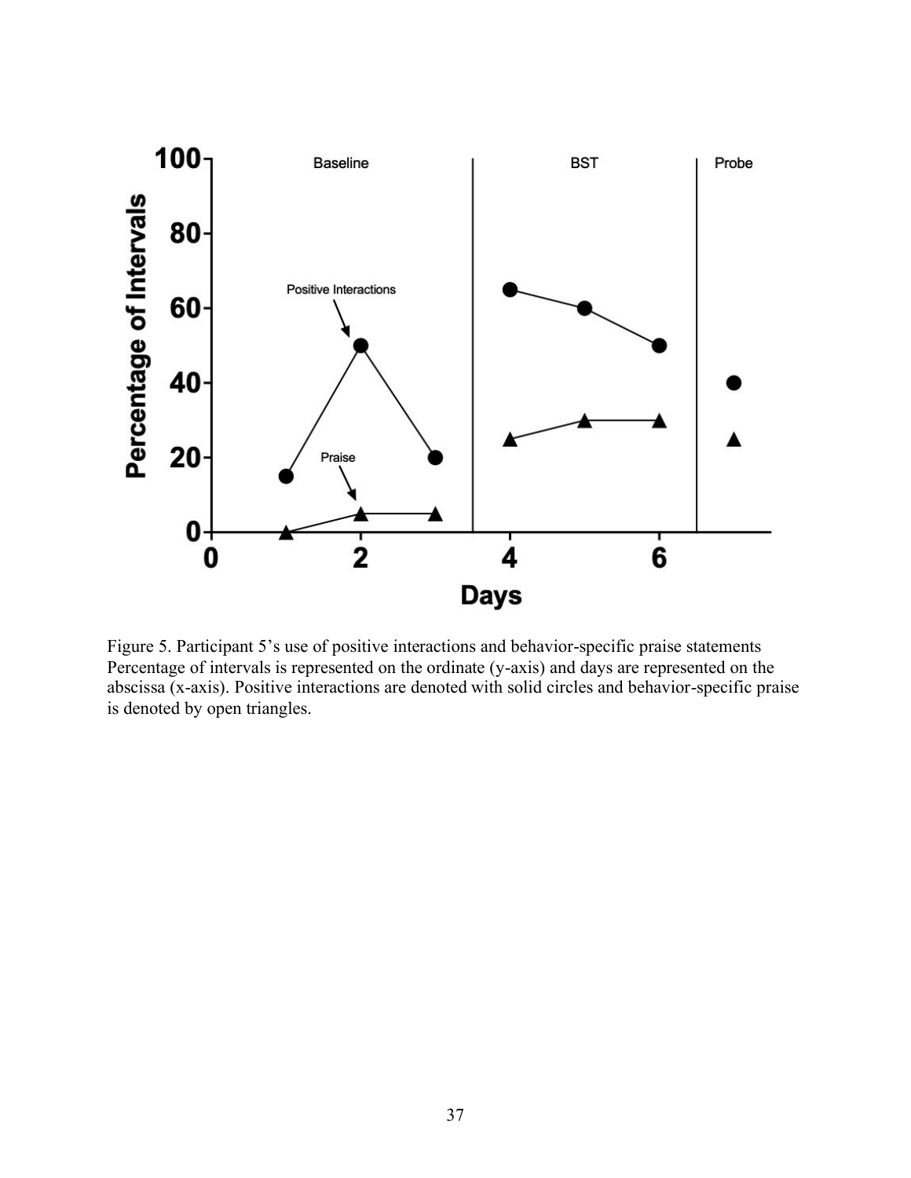Figure 5. Participant 5's use of positive interactions and behavior-specific praise statements Percentage of intervals is represented on the ordinate (y-axis) and days are represented on the abscissa (x-axis). Positive interactions are denoted with solid circles and behavior-specific praise is denoted by open triangles.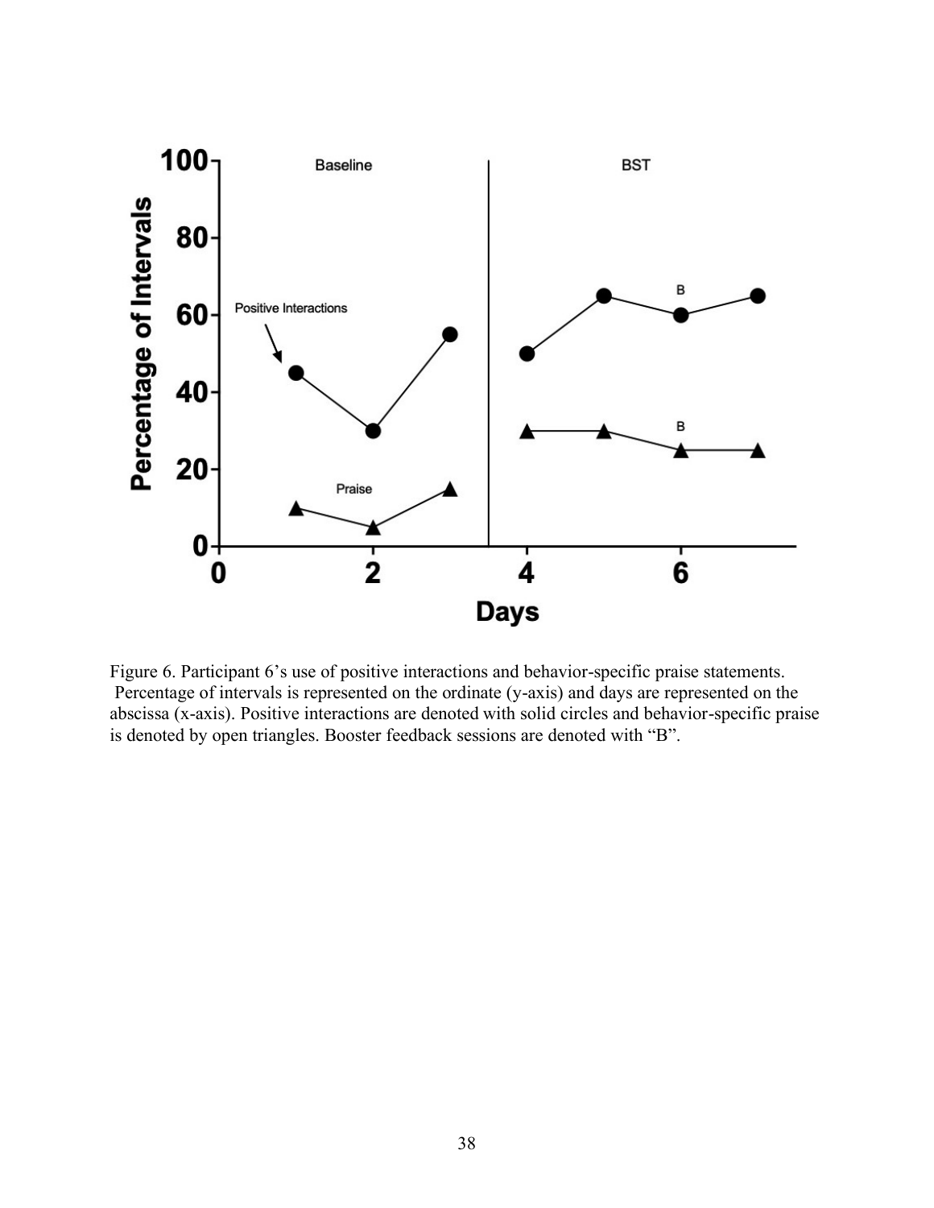Figure 6. Participant 6's use of positive interactions and behavior-specific praise statements. Percentage of intervals is represented on the ordinate (y-axis) and days are represented on the abscissa (x-axis). Positive interactions are denoted with solid circles and behavior-specific praise is denoted by open triangles. Booster feedback sessions are denoted with "B".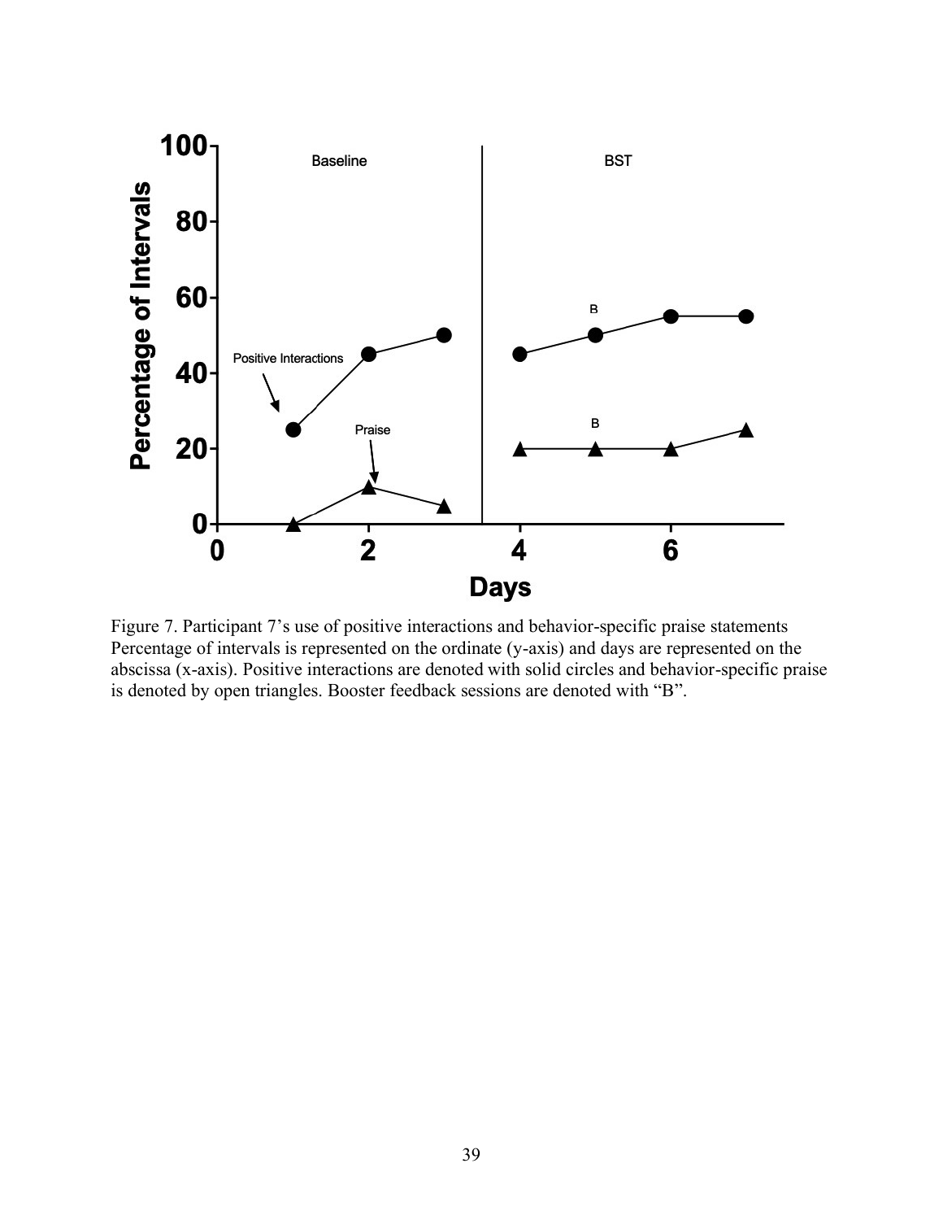Figure 7. Participant 7's use of positive interactions and behavior-specific praise statements Percentage of intervals is represented on the ordinate (y-axis) and days are represented on the abscissa (x-axis). Positive interactions are denoted with solid circles and behavior-specific praise is denoted by open triangles. Booster feedback sessions are denoted with "B".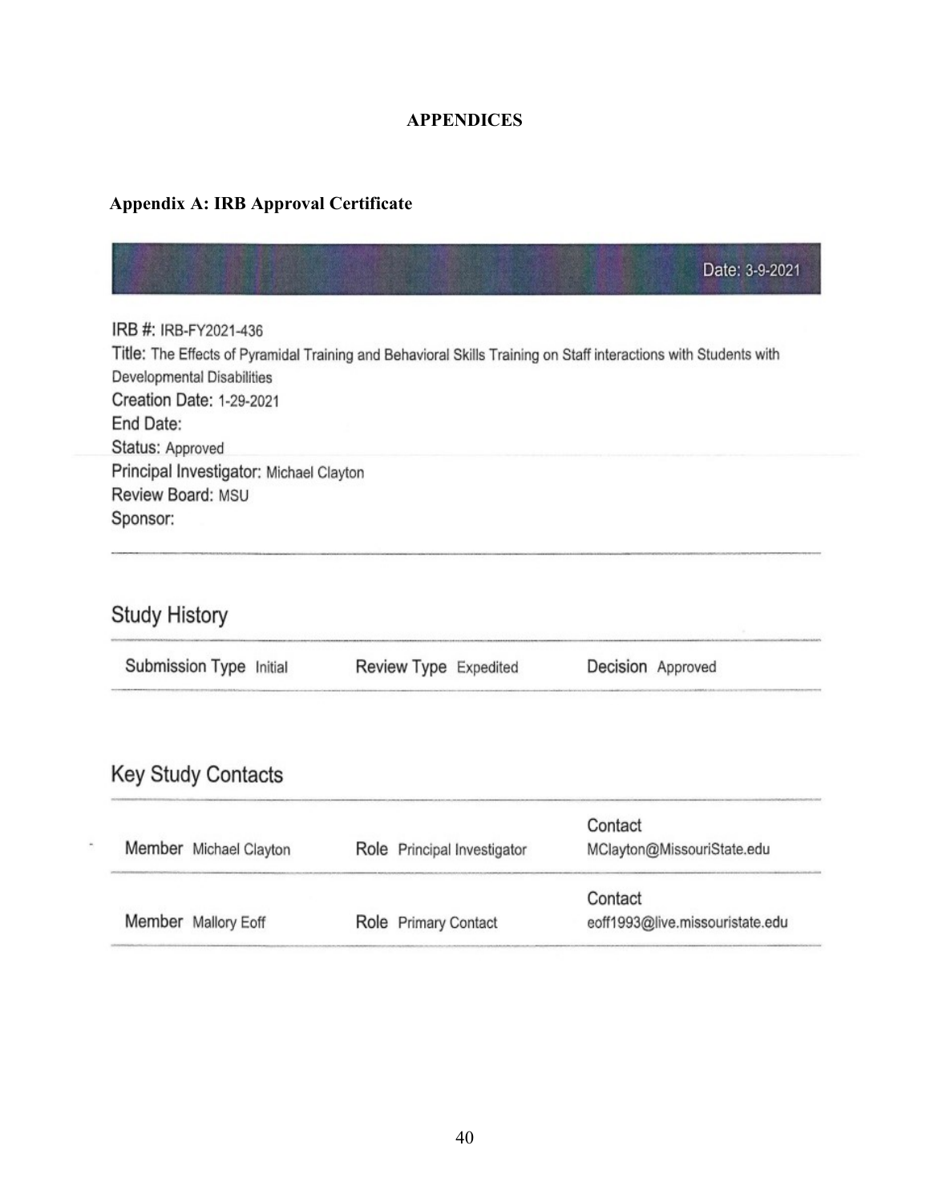# APPENDICES

## Appendix A: IRB Approval Certificate

Date: 3-9-2021

IRB #: IRB-FY2021-436
Title: The Effects of Pyramidal Training and Behavioral Skills Training on Staff interactions with Students with Developmental Disabilities
Creation Date: 1-29-2021
End Date:
Status: Approved
Principal Investigator: Michael Clayton
Review Board: MSU
Sponsor:

### Study History

| Submission Type Initial | Review Type Expedited | Decision Approved |
|---|---|---|

### Key Study Contacts

| Member | Role | Contact |
|---|---|---|
| Michael Clayton | Principal Investigator | MClayton@MissouriState.edu |
| Mallory Eoff | Primary Contact | eoff1993@live.missouristate.edu |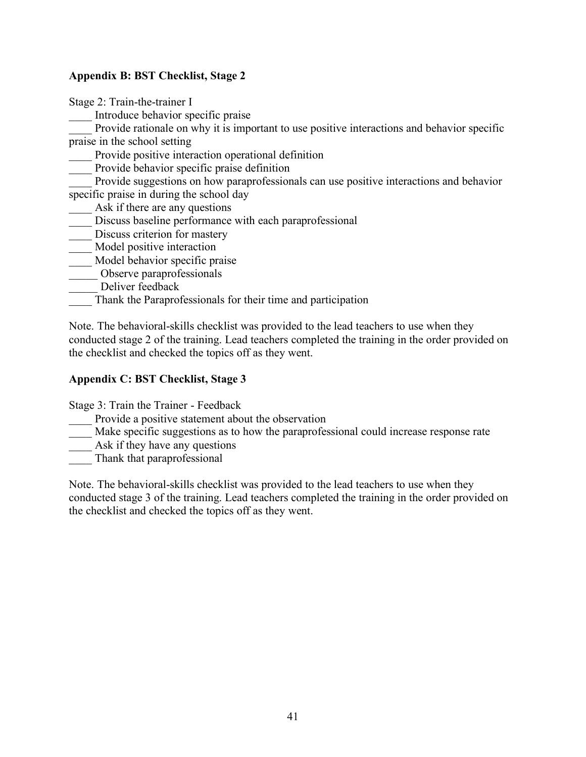**Appendix B: BST Checklist, Stage 2**

Stage 2: Train-the-trainer I

____ Introduce behavior specific praise

____ Provide rationale on why it is important to use positive interactions and behavior specific praise in the school setting

____ Provide positive interaction operational definition

____ Provide behavior specific praise definition

____ Provide suggestions on how paraprofessionals can use positive interactions and behavior specific praise in during the school day

____ Ask if there are any questions

____ Discuss baseline performance with each paraprofessional

____ Discuss criterion for mastery

____ Model positive interaction

____ Model behavior specific praise

_____ Observe paraprofessionals

_____ Deliver feedback

____ Thank the Paraprofessionals for their time and participation

Note. The behavioral-skills checklist was provided to the lead teachers to use when they conducted stage 2 of the training. Lead teachers completed the training in the order provided on the checklist and checked the topics off as they went.

**Appendix C: BST Checklist, Stage 3**

Stage 3: Train the Trainer - Feedback

____ Provide a positive statement about the observation

____ Make specific suggestions as to how the paraprofessional could increase response rate

____ Ask if they have any questions

____ Thank that paraprofessional

Note. The behavioral-skills checklist was provided to the lead teachers to use when they conducted stage 3 of the training. Lead teachers completed the training in the order provided on the checklist and checked the topics off as they went.